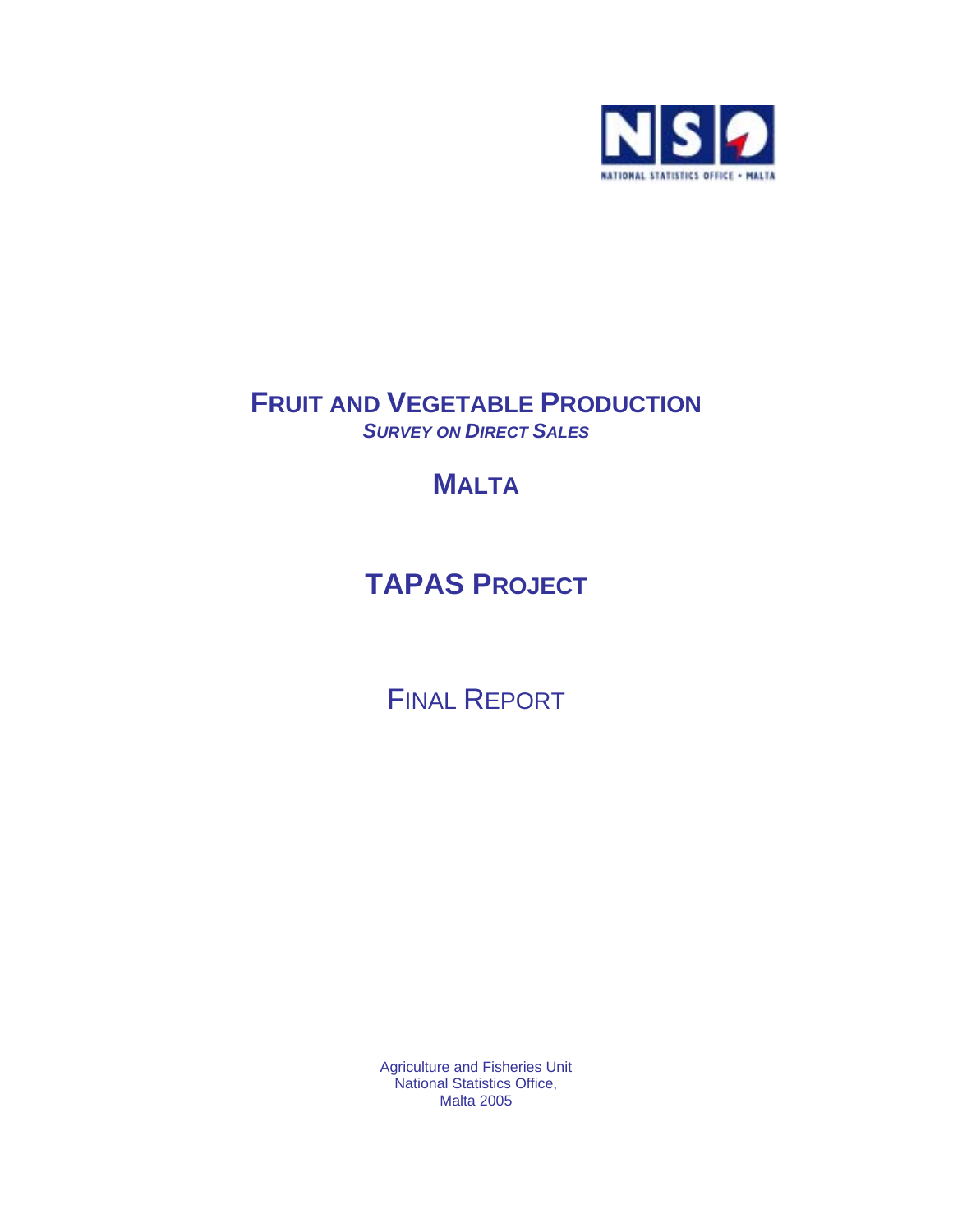NSO

NATIONAL STATISTICS OFFICE • MALTA

# FRUIT AND VEGETABLE PRODUCTION

***SURVEY ON DIRECT SALES***

# MALTA

# TAPAS PROJECT

## FINAL REPORT

Agriculture and Fisheries Unit
National Statistics Office,
Malta 2005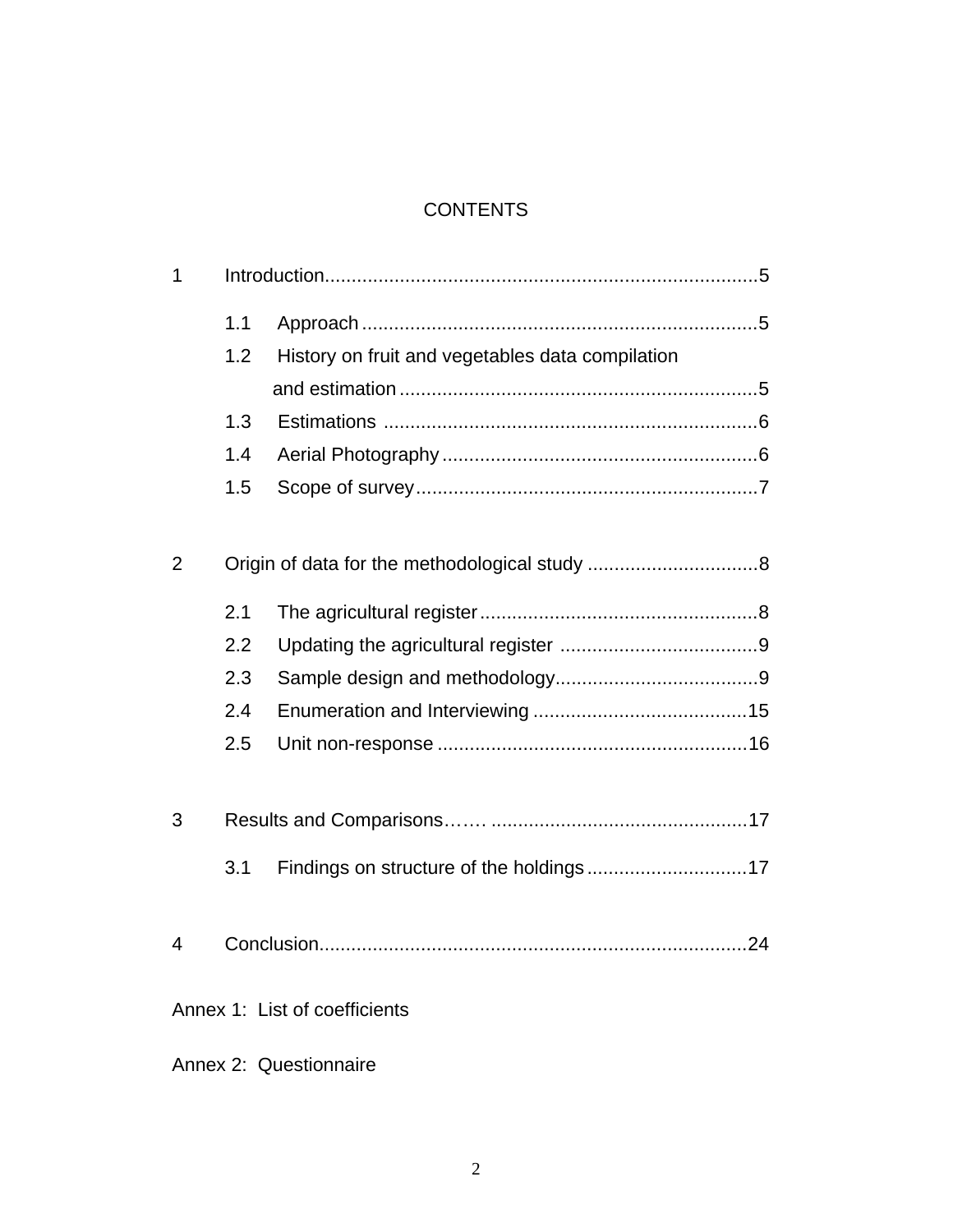# CONTENTS

1 Introduction................................................................................5

- 1.1 Approach........................................................................5
- 1.2 History on fruit and vegetables data compilation and estimation..................................................................5
- 1.3 Estimations .....................................................................6
- 1.4 Aerial Photography..........................................................6
- 1.5 Scope of survey...............................................................7

2 Origin of data for the methodological study ................................8

- 2.1 The agricultural register...................................................8
- 2.2 Updating the agricultural register ....................................9
- 2.3 Sample design and methodology.....................................9
- 2.4 Enumeration and Interviewing .......................................15
- 2.5 Unit non-response .........................................................16

3 Results and Comparisons……. ...............................................17

- 3.1 Findings on structure of the holdings.............................17

4 Conclusion...............................................................................24

Annex 1: List of coefficients

Annex 2: Questionnaire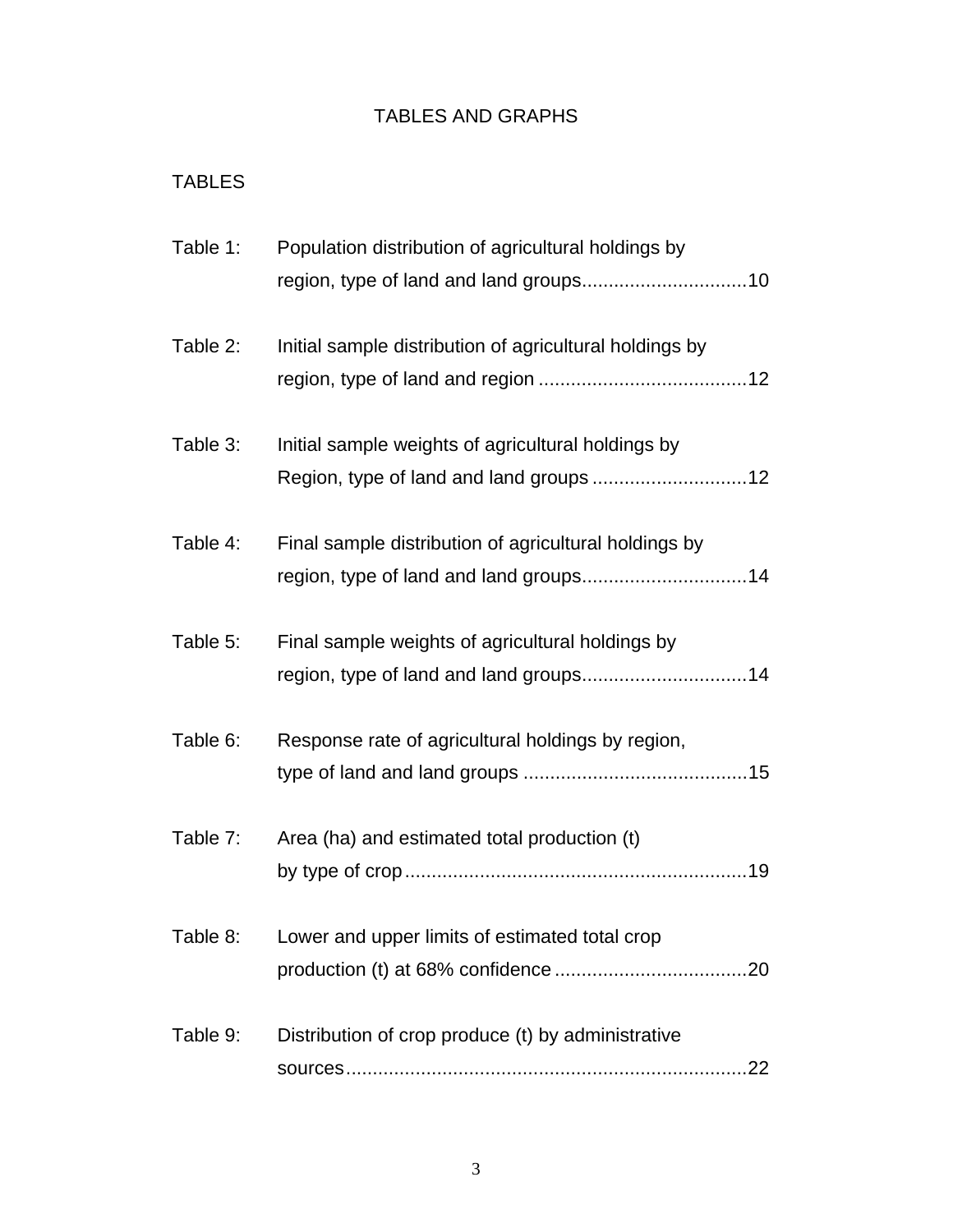# TABLES AND GRAPHS

## TABLES

Table 1: Population distribution of agricultural holdings by region, type of land and land groups...............................10

Table 2: Initial sample distribution of agricultural holdings by region, type of land and region .......................................12

Table 3: Initial sample weights of agricultural holdings by Region, type of land and land groups .............................12

Table 4: Final sample distribution of agricultural holdings by region, type of land and land groups...............................14

Table 5: Final sample weights of agricultural holdings by region, type of land and land groups...............................14

Table 6: Response rate of agricultural holdings by region, type of land and land groups ..........................................15

Table 7: Area (ha) and estimated total production (t) by type of crop................................................................19

Table 8: Lower and upper limits of estimated total crop production (t) at 68% confidence ....................................20

Table 9: Distribution of crop produce (t) by administrative sources...........................................................................22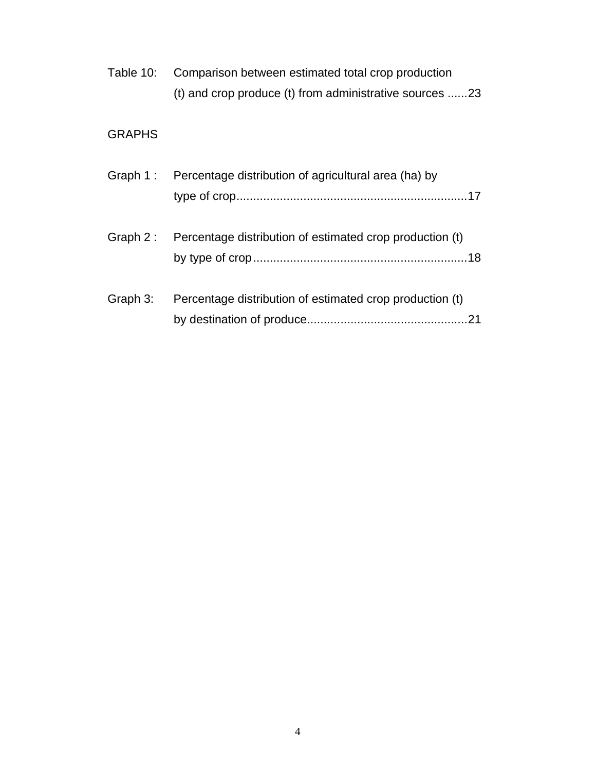Table 10: Comparison between estimated total crop production (t) and crop produce (t) from administrative sources ......23

GRAPHS

Graph 1 : Percentage distribution of agricultural area (ha) by type of crop.....................................................................17

Graph 2 : Percentage distribution of estimated crop production (t) by type of crop................................................................18

Graph 3: Percentage distribution of estimated crop production (t) by destination of produce................................................21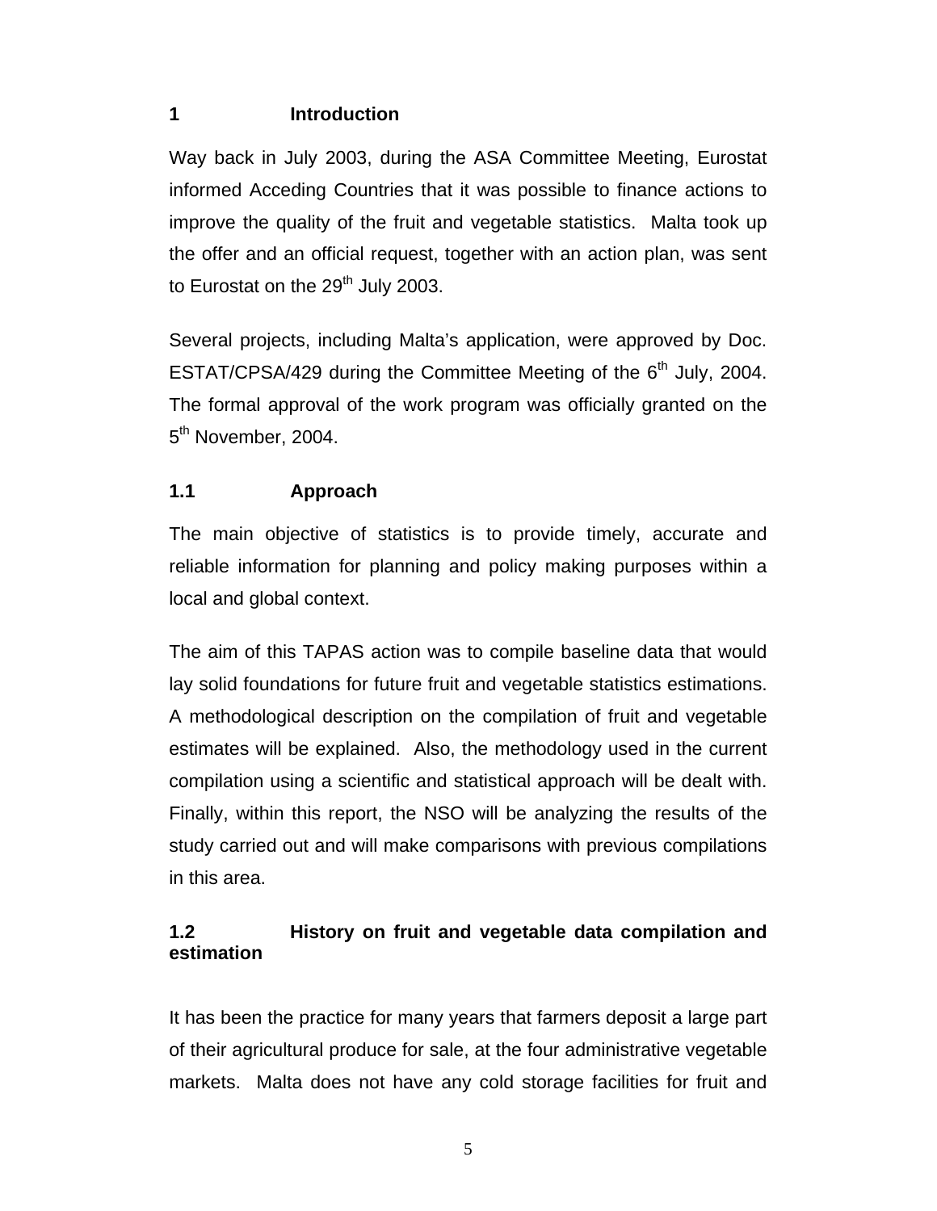# 1 Introduction

Way back in July 2003, during the ASA Committee Meeting, Eurostat informed Acceding Countries that it was possible to finance actions to improve the quality of the fruit and vegetable statistics. Malta took up the offer and an official request, together with an action plan, was sent to Eurostat on the 29th July 2003.

Several projects, including Malta's application, were approved by Doc. ESTAT/CPSA/429 during the Committee Meeting of the 6th July, 2004. The formal approval of the work program was officially granted on the 5th November, 2004.

## 1.1 Approach

The main objective of statistics is to provide timely, accurate and reliable information for planning and policy making purposes within a local and global context.

The aim of this TAPAS action was to compile baseline data that would lay solid foundations for future fruit and vegetable statistics estimations. A methodological description on the compilation of fruit and vegetable estimates will be explained. Also, the methodology used in the current compilation using a scientific and statistical approach will be dealt with. Finally, within this report, the NSO will be analyzing the results of the study carried out and will make comparisons with previous compilations in this area.

## 1.2 History on fruit and vegetable data compilation and estimation

It has been the practice for many years that farmers deposit a large part of their agricultural produce for sale, at the four administrative vegetable markets. Malta does not have any cold storage facilities for fruit and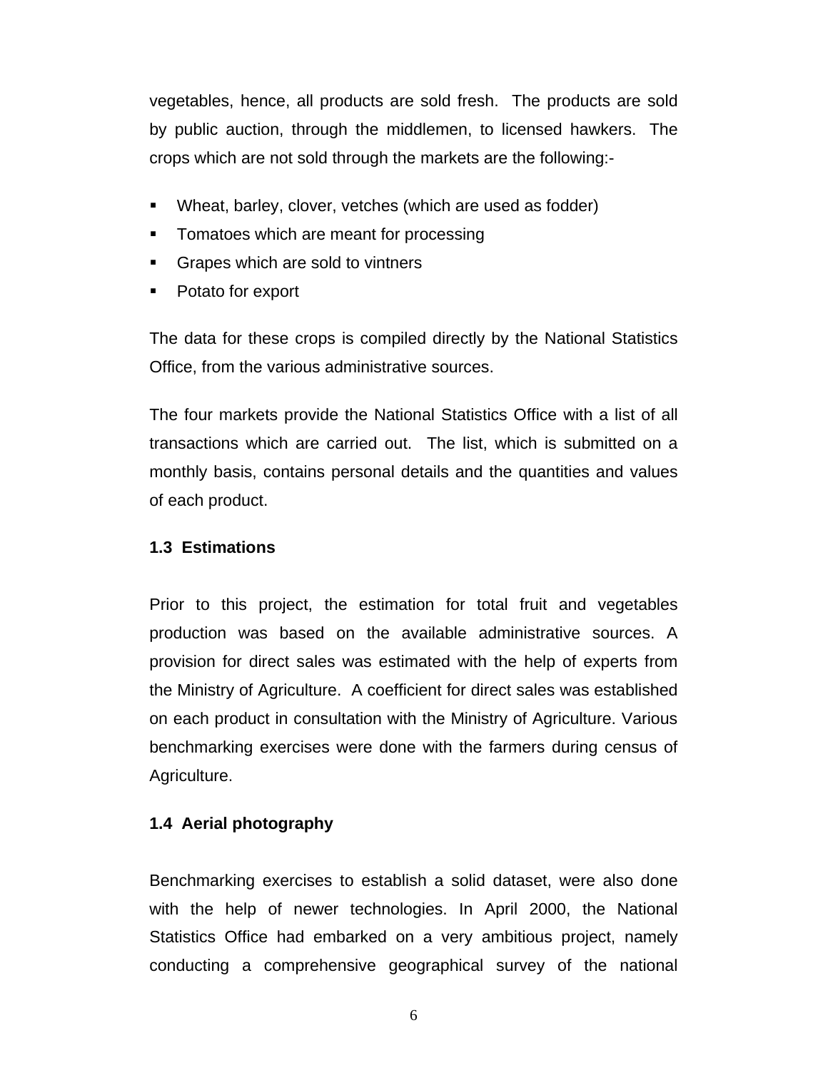vegetables, hence, all products are sold fresh. The products are sold by public auction, through the middlemen, to licensed hawkers. The crops which are not sold through the markets are the following:-

- Wheat, barley, clover, vetches (which are used as fodder)
- Tomatoes which are meant for processing
- Grapes which are sold to vintners
- Potato for export

The data for these crops is compiled directly by the National Statistics Office, from the various administrative sources.

The four markets provide the National Statistics Office with a list of all transactions which are carried out. The list, which is submitted on a monthly basis, contains personal details and the quantities and values of each product.

### 1.3 Estimations

Prior to this project, the estimation for total fruit and vegetables production was based on the available administrative sources. A provision for direct sales was estimated with the help of experts from the Ministry of Agriculture. A coefficient for direct sales was established on each product in consultation with the Ministry of Agriculture. Various benchmarking exercises were done with the farmers during census of Agriculture.

### 1.4 Aerial photography

Benchmarking exercises to establish a solid dataset, were also done with the help of newer technologies. In April 2000, the National Statistics Office had embarked on a very ambitious project, namely conducting a comprehensive geographical survey of the national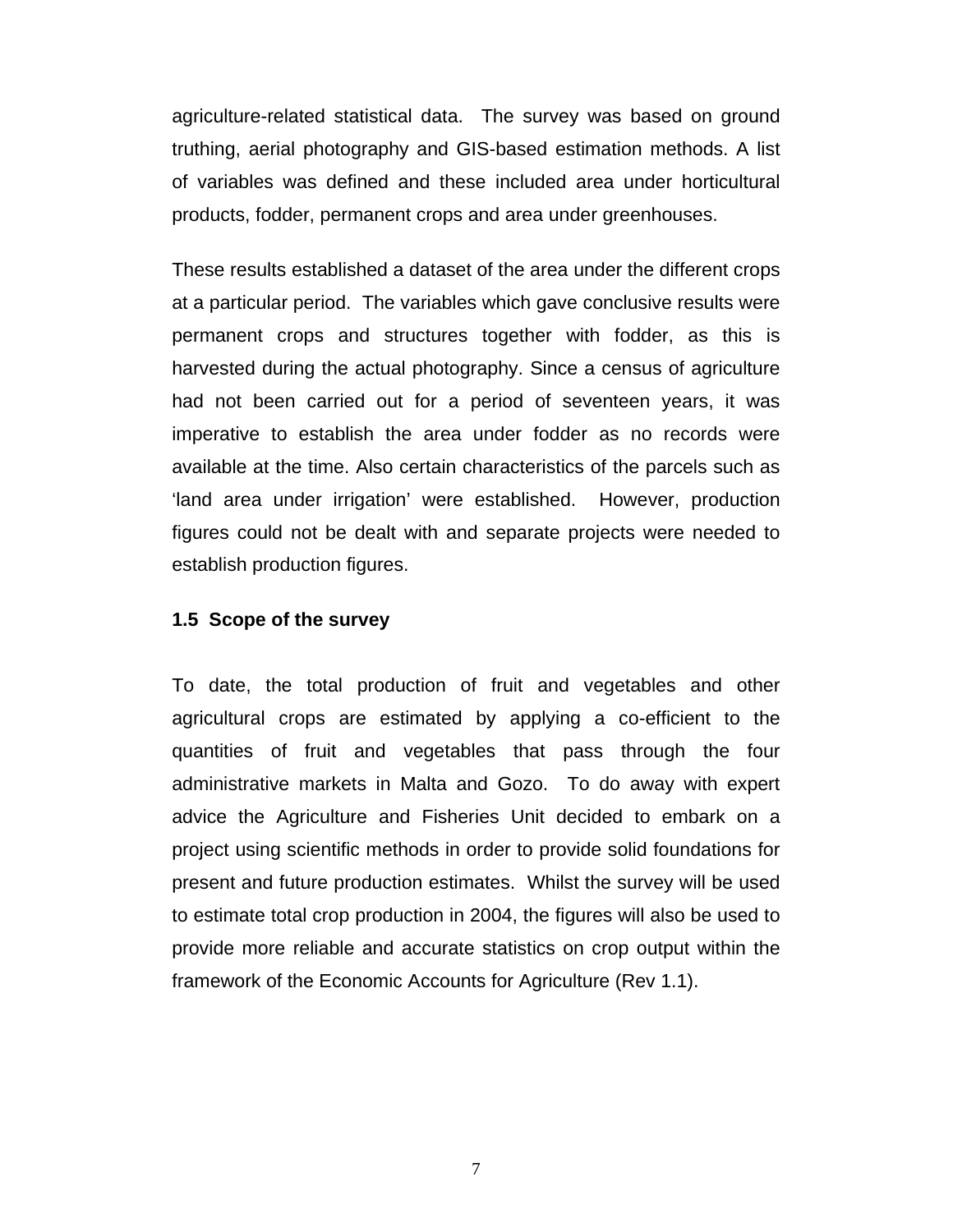agriculture-related statistical data. The survey was based on ground truthing, aerial photography and GIS-based estimation methods. A list of variables was defined and these included area under horticultural products, fodder, permanent crops and area under greenhouses.

These results established a dataset of the area under the different crops at a particular period. The variables which gave conclusive results were permanent crops and structures together with fodder, as this is harvested during the actual photography. Since a census of agriculture had not been carried out for a period of seventeen years, it was imperative to establish the area under fodder as no records were available at the time. Also certain characteristics of the parcels such as 'land area under irrigation' were established. However, production figures could not be dealt with and separate projects were needed to establish production figures.

### 1.5 Scope of the survey

To date, the total production of fruit and vegetables and other agricultural crops are estimated by applying a co-efficient to the quantities of fruit and vegetables that pass through the four administrative markets in Malta and Gozo. To do away with expert advice the Agriculture and Fisheries Unit decided to embark on a project using scientific methods in order to provide solid foundations for present and future production estimates. Whilst the survey will be used to estimate total crop production in 2004, the figures will also be used to provide more reliable and accurate statistics on crop output within the framework of the Economic Accounts for Agriculture (Rev 1.1).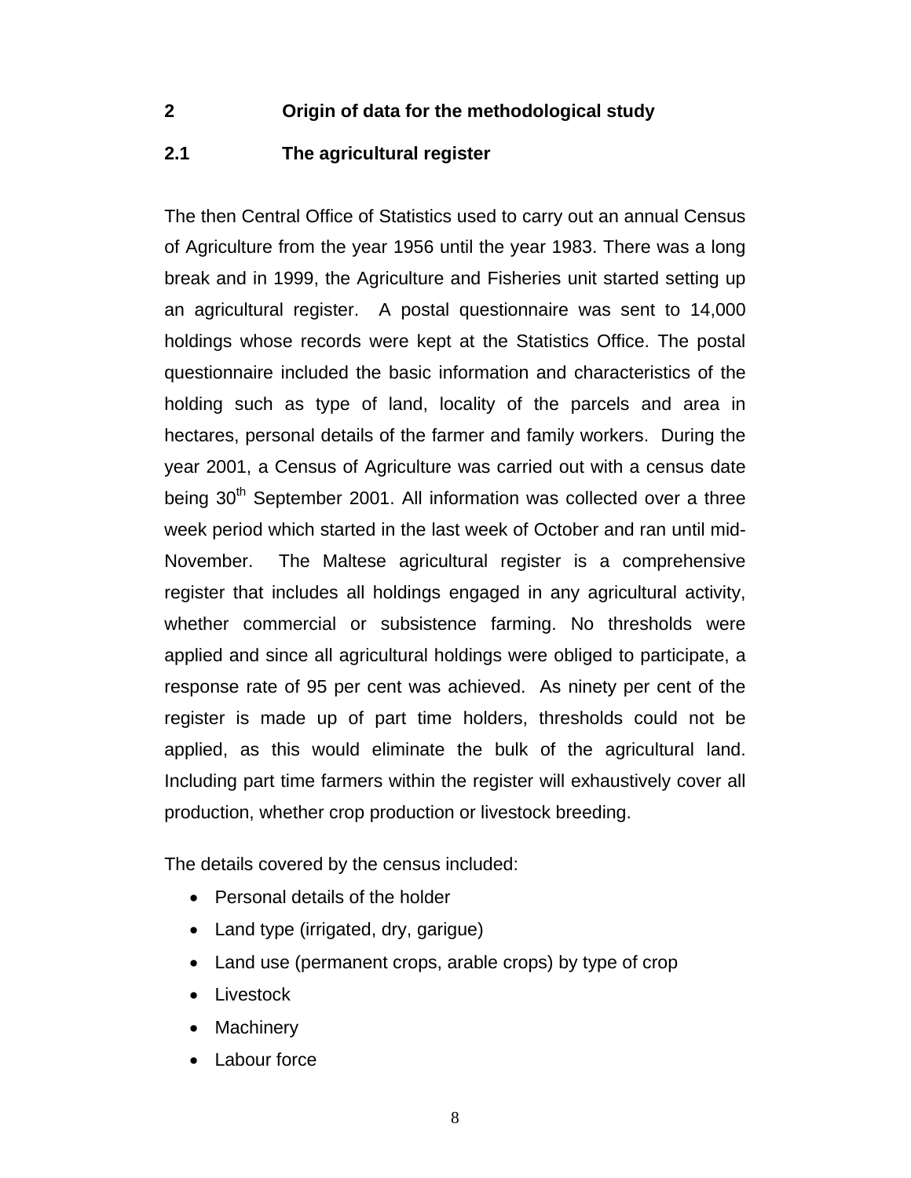## 2 Origin of data for the methodological study

### 2.1 The agricultural register

The then Central Office of Statistics used to carry out an annual Census of Agriculture from the year 1956 until the year 1983. There was a long break and in 1999, the Agriculture and Fisheries unit started setting up an agricultural register. A postal questionnaire was sent to 14,000 holdings whose records were kept at the Statistics Office. The postal questionnaire included the basic information and characteristics of the holding such as type of land, locality of the parcels and area in hectares, personal details of the farmer and family workers. During the year 2001, a Census of Agriculture was carried out with a census date being 30th September 2001. All information was collected over a three week period which started in the last week of October and ran until mid-November. The Maltese agricultural register is a comprehensive register that includes all holdings engaged in any agricultural activity, whether commercial or subsistence farming. No thresholds were applied and since all agricultural holdings were obliged to participate, a response rate of 95 per cent was achieved. As ninety per cent of the register is made up of part time holders, thresholds could not be applied, as this would eliminate the bulk of the agricultural land. Including part time farmers within the register will exhaustively cover all production, whether crop production or livestock breeding.

The details covered by the census included:

- Personal details of the holder
- Land type (irrigated, dry, garigue)
- Land use (permanent crops, arable crops) by type of crop
- Livestock
- Machinery
- Labour force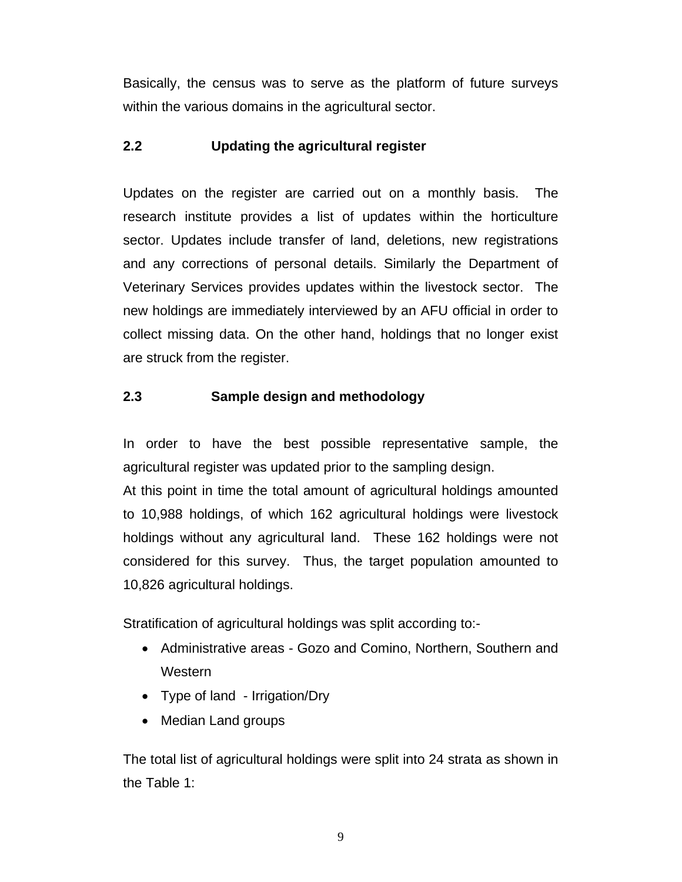Basically, the census was to serve as the platform of future surveys within the various domains in the agricultural sector.

## 2.2 Updating the agricultural register

Updates on the register are carried out on a monthly basis. The research institute provides a list of updates within the horticulture sector. Updates include transfer of land, deletions, new registrations and any corrections of personal details. Similarly the Department of Veterinary Services provides updates within the livestock sector. The new holdings are immediately interviewed by an AFU official in order to collect missing data. On the other hand, holdings that no longer exist are struck from the register.

## 2.3 Sample design and methodology

In order to have the best possible representative sample, the agricultural register was updated prior to the sampling design.
At this point in time the total amount of agricultural holdings amounted to 10,988 holdings, of which 162 agricultural holdings were livestock holdings without any agricultural land. These 162 holdings were not considered for this survey. Thus, the target population amounted to 10,826 agricultural holdings.

Stratification of agricultural holdings was split according to:-

- Administrative areas - Gozo and Comino, Northern, Southern and Western
- Type of land - Irrigation/Dry
- Median Land groups

The total list of agricultural holdings were split into 24 strata as shown in the Table 1: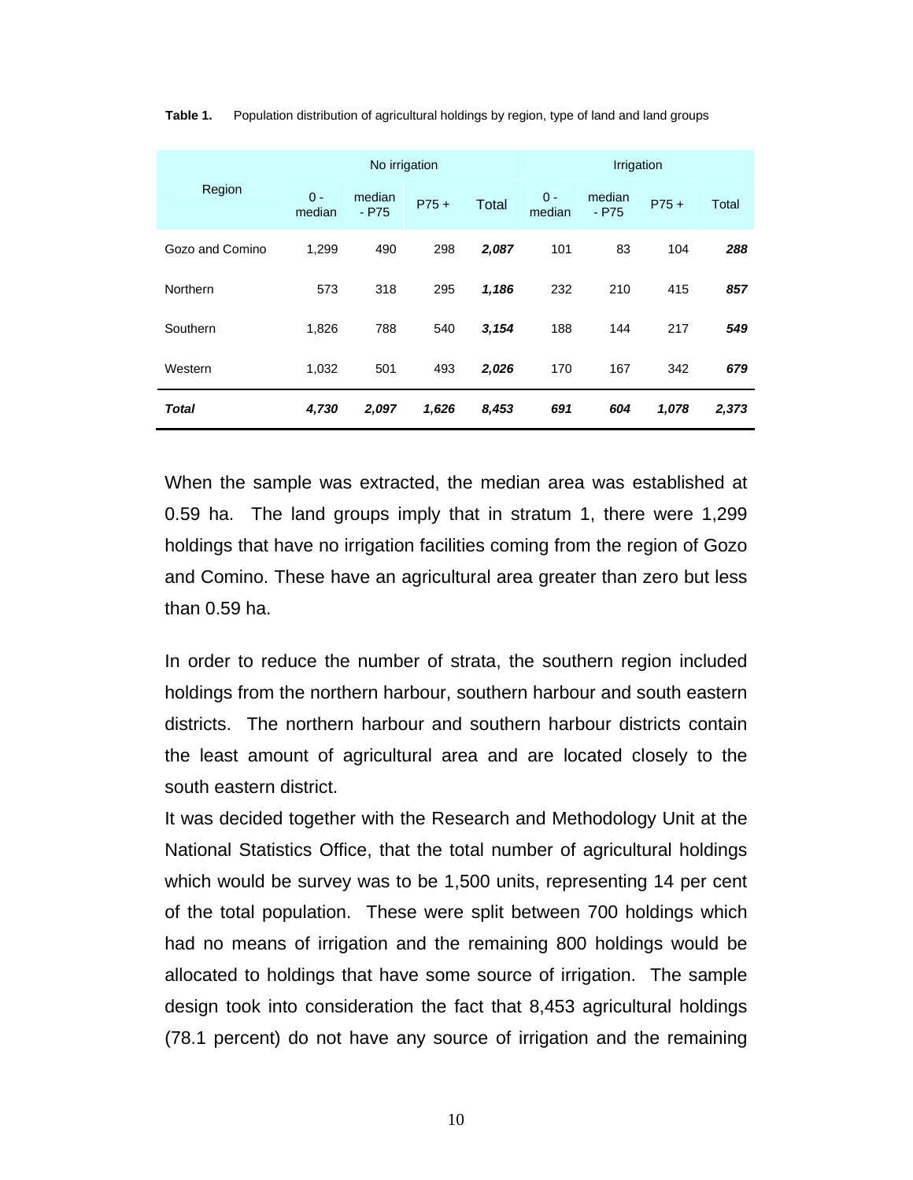**Table 1.** Population distribution of agricultural holdings by region, type of land and land groups

| Region | No irrigation | | | | Irrigation | | | |
|---|---|---|---|---|---|---|---|---|
| | 0 - median | median - P75 | P75 + | Total | 0 - median | median - P75 | P75 + | Total |
| Gozo and Comino | 1,299 | 490 | 298 | ***2,087*** | 101 | 83 | 104 | ***288*** |
| Northern | 573 | 318 | 295 | ***1,186*** | 232 | 210 | 415 | ***857*** |
| Southern | 1,826 | 788 | 540 | ***3,154*** | 188 | 144 | 217 | ***549*** |
| Western | 1,032 | 501 | 493 | ***2,026*** | 170 | 167 | 342 | ***679*** |
| ***Total*** | ***4,730*** | ***2,097*** | ***1,626*** | ***8,453*** | ***691*** | ***604*** | ***1,078*** | ***2,373*** |

When the sample was extracted, the median area was established at 0.59 ha. The land groups imply that in stratum 1, there were 1,299 holdings that have no irrigation facilities coming from the region of Gozo and Comino. These have an agricultural area greater than zero but less than 0.59 ha.

In order to reduce the number of strata, the southern region included holdings from the northern harbour, southern harbour and south eastern districts. The northern harbour and southern harbour districts contain the least amount of agricultural area and are located closely to the south eastern district.

It was decided together with the Research and Methodology Unit at the National Statistics Office, that the total number of agricultural holdings which would be survey was to be 1,500 units, representing 14 per cent of the total population. These were split between 700 holdings which had no means of irrigation and the remaining 800 holdings would be allocated to holdings that have some source of irrigation. The sample design took into consideration the fact that 8,453 agricultural holdings (78.1 percent) do not have any source of irrigation and the remaining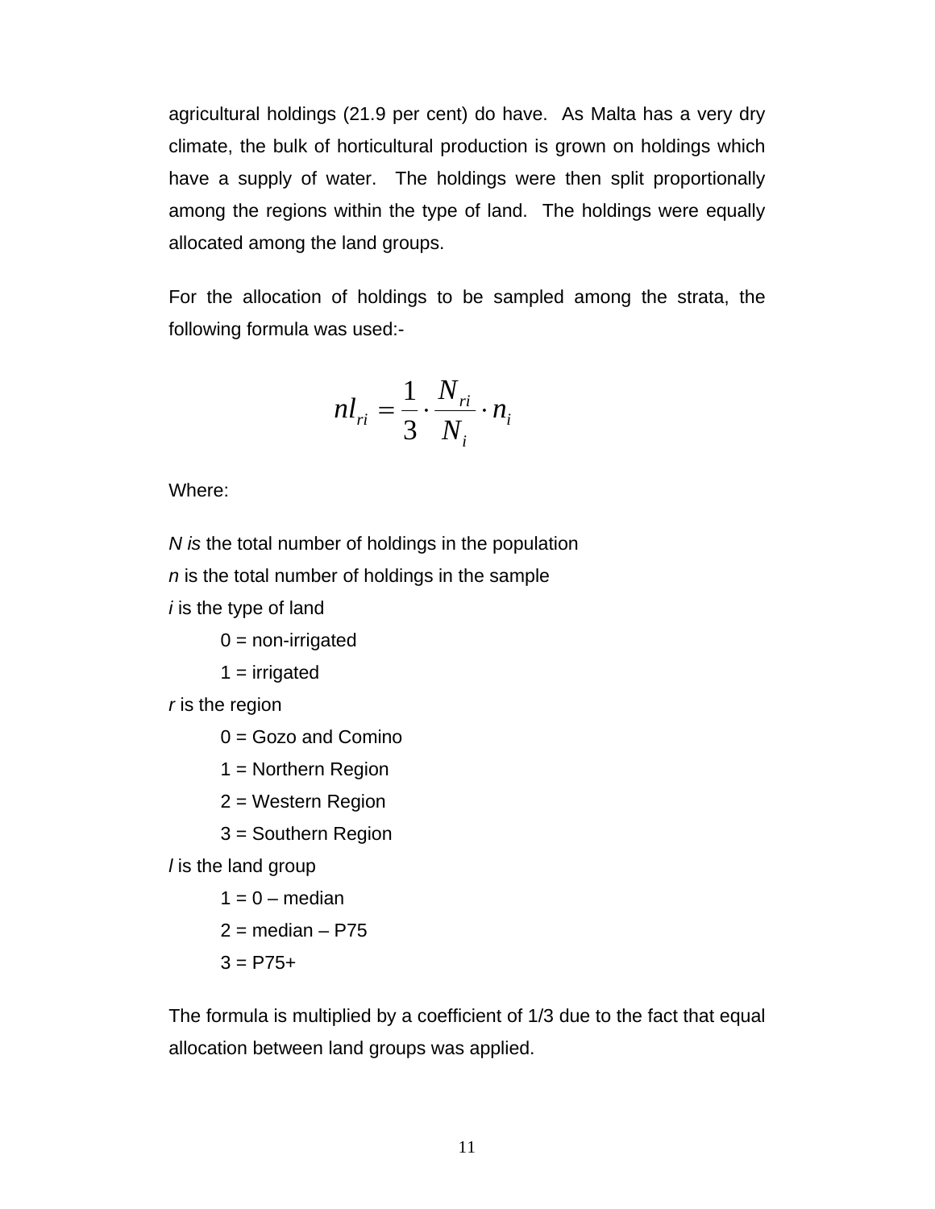agricultural holdings (21.9 per cent) do have. As Malta has a very dry climate, the bulk of horticultural production is grown on holdings which have a supply of water. The holdings were then split proportionally among the regions within the type of land. The holdings were equally allocated among the land groups.

For the allocation of holdings to be sampled among the strata, the following formula was used:-

$$nl_{ri} = \frac{1}{3} \cdot \frac{N_{ri}}{N_i} \cdot n_i$$

Where:

*N is* the total number of holdings in the population
*n* is the total number of holdings in the sample
*i* is the type of land

0 = non-irrigated

1 = irrigated

*r* is the region

0 = Gozo and Comino

1 = Northern Region

2 = Western Region

3 = Southern Region

*l* is the land group

1 = 0 – median

2 = median – P75

3 = P75+

The formula is multiplied by a coefficient of 1/3 due to the fact that equal allocation between land groups was applied.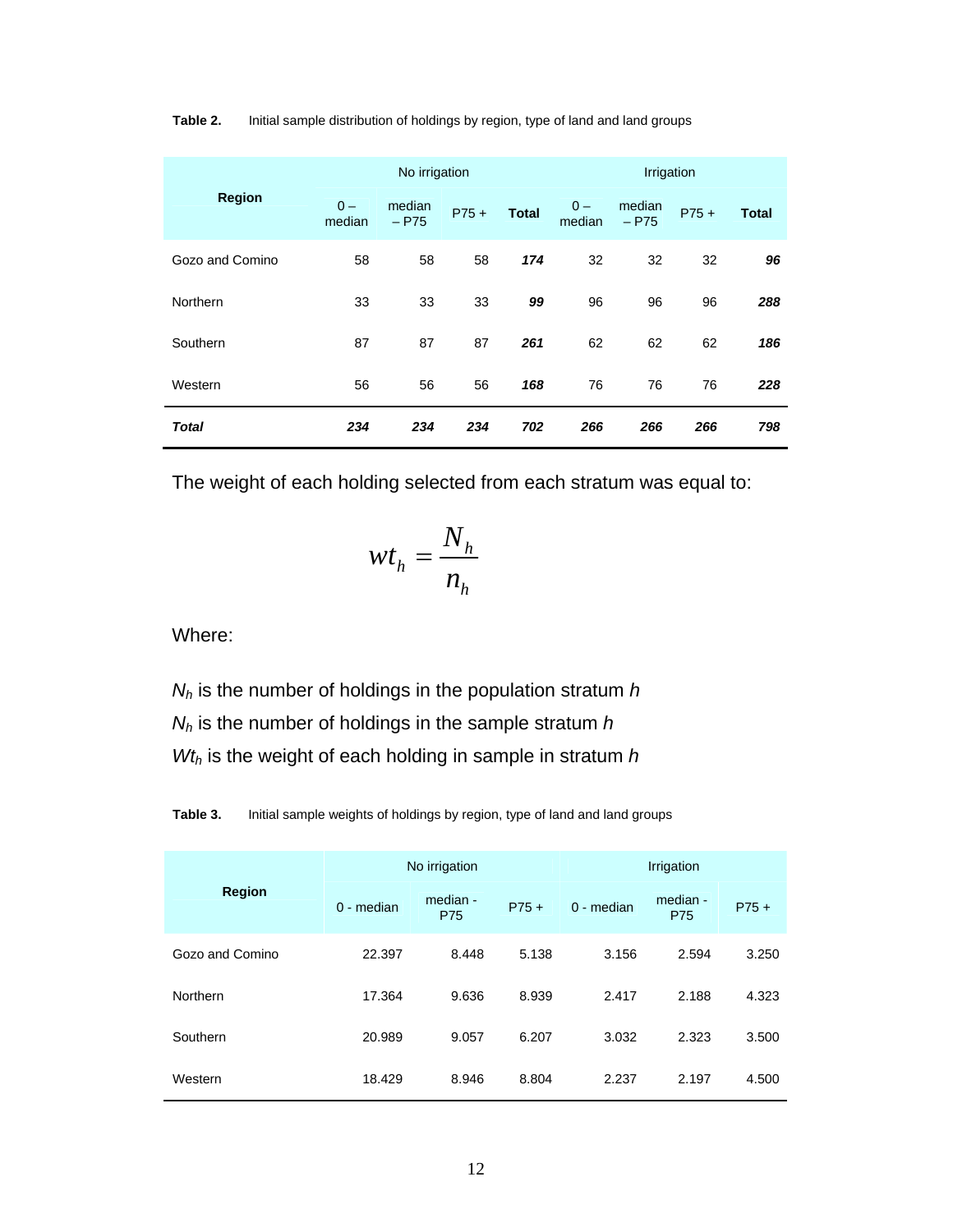**Table 2.** Initial sample distribution of holdings by region, type of land and land groups

| Region | No irrigation | | | | Irrigation | | | |
|---|---|---|---|---|---|---|---|---|
| | 0 – median | median – P75 | P75 + | **Total** | 0 – median | median – P75 | P75 + | **Total** |
| Gozo and Comino | 58 | 58 | 58 | ***174*** | 32 | 32 | 32 | ***96*** |
| Northern | 33 | 33 | 33 | ***99*** | 96 | 96 | 96 | ***288*** |
| Southern | 87 | 87 | 87 | ***261*** | 62 | 62 | 62 | ***186*** |
| Western | 56 | 56 | 56 | ***168*** | 76 | 76 | 76 | ***228*** |
| ***Total*** | ***234*** | ***234*** | ***234*** | ***702*** | ***266*** | ***266*** | ***266*** | ***798*** |

The weight of each holding selected from each stratum was equal to:

$$wt_h = \frac{N_h}{n_h}$$

Where:

$N_h$ is the number of holdings in the population stratum $h$
$N_h$ is the number of holdings in the sample stratum $h$
$Wt_h$ is the weight of each holding in sample in stratum $h$

**Table 3.** Initial sample weights of holdings by region, type of land and land groups

| Region | No irrigation | | | Irrigation | | |
|---|---|---|---|---|---|---|
| | 0 - median | median - P75 | P75 + | 0 - median | median - P75 | P75 + |
| Gozo and Comino | 22.397 | 8.448 | 5.138 | 3.156 | 2.594 | 3.250 |
| Northern | 17.364 | 9.636 | 8.939 | 2.417 | 2.188 | 4.323 |
| Southern | 20.989 | 9.057 | 6.207 | 3.032 | 2.323 | 3.500 |
| Western | 18.429 | 8.946 | 8.804 | 2.237 | 2.197 | 4.500 |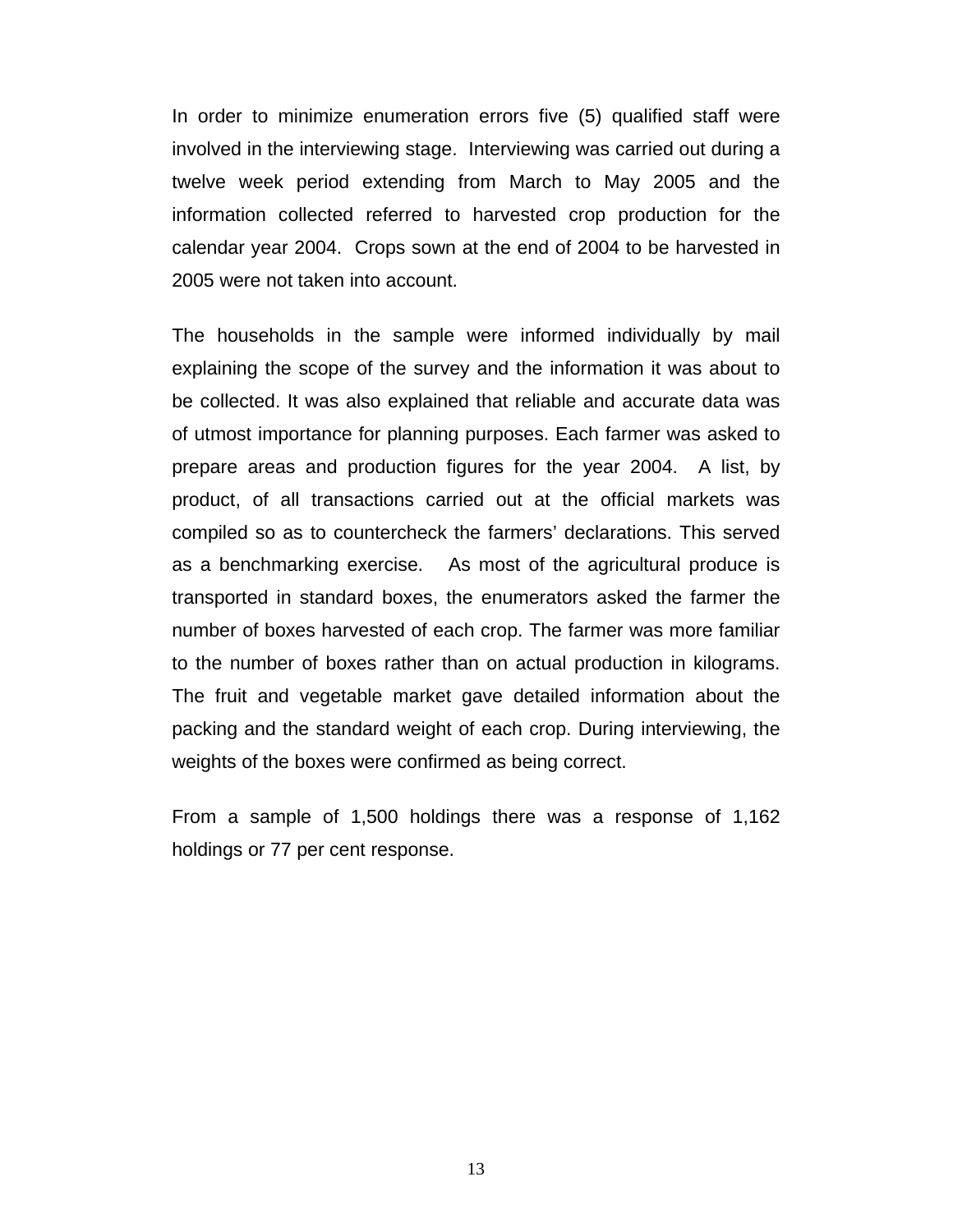In order to minimize enumeration errors five (5) qualified staff were involved in the interviewing stage.  Interviewing was carried out during a twelve week period extending from March to May 2005 and the information collected referred to harvested crop production for the calendar year 2004.  Crops sown at the end of 2004 to be harvested in 2005 were not taken into account.

The households in the sample were informed individually by mail explaining the scope of the survey and the information it was about to be collected. It was also explained that reliable and accurate data was of utmost importance for planning purposes. Each farmer was asked to prepare areas and production figures for the year 2004.  A list, by product, of all transactions carried out at the official markets was compiled so as to countercheck the farmers' declarations. This served as a benchmarking exercise.  As most of the agricultural produce is transported in standard boxes, the enumerators asked the farmer the number of boxes harvested of each crop. The farmer was more familiar to the number of boxes rather than on actual production in kilograms. The fruit and vegetable market gave detailed information about the packing and the standard weight of each crop. During interviewing, the weights of the boxes were confirmed as being correct.

From a sample of 1,500 holdings there was a response of 1,162 holdings or 77 per cent response.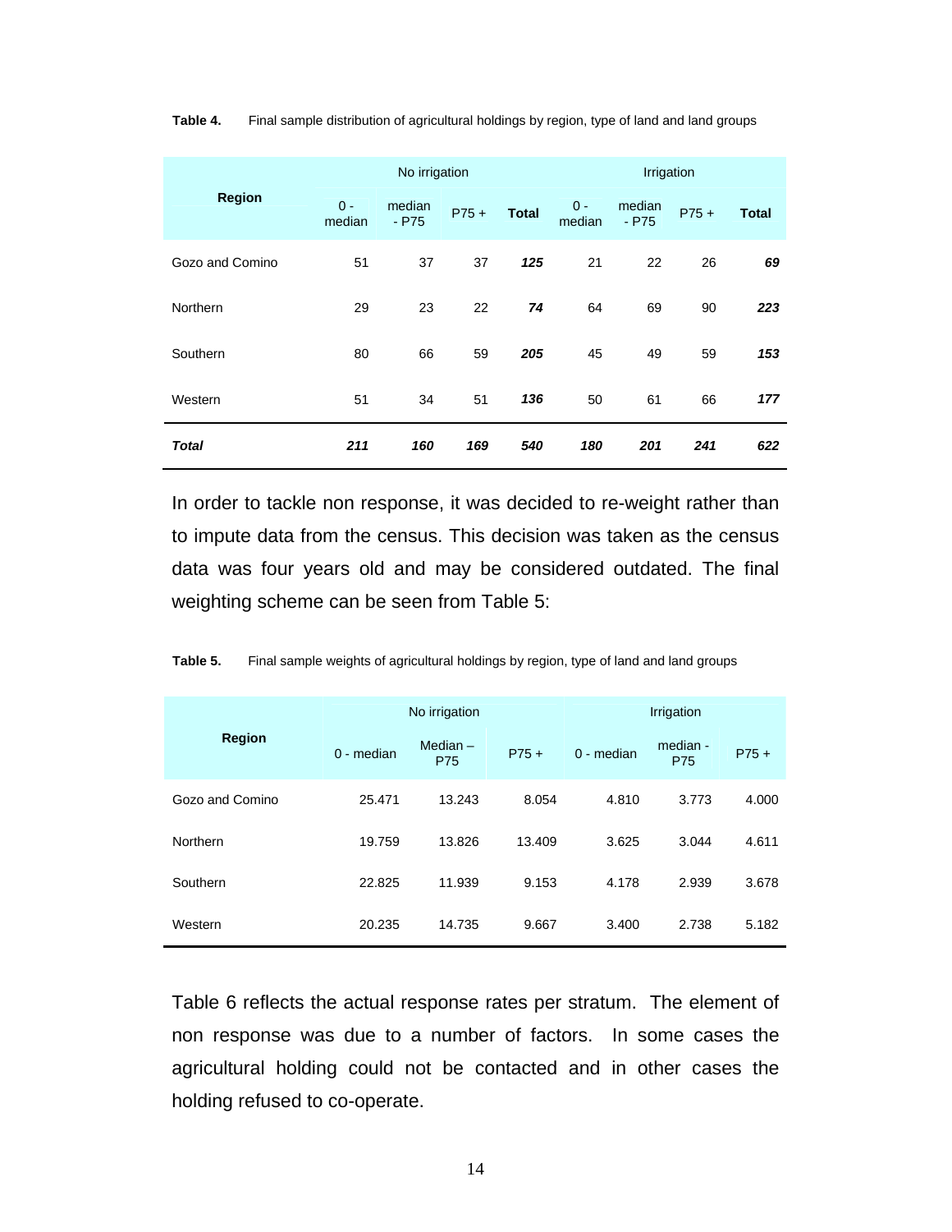**Table 4.** Final sample distribution of agricultural holdings by region, type of land and land groups

| Region | No irrigation | | | | Irrigation | | | |
|---|---|---|---|---|---|---|---|---|
| | 0 - median | median - P75 | P75 + | **Total** | 0 - median | median - P75 | P75 + | **Total** |
| Gozo and Comino | 51 | 37 | 37 | ***125*** | 21 | 22 | 26 | ***69*** |
| Northern | 29 | 23 | 22 | ***74*** | 64 | 69 | 90 | ***223*** |
| Southern | 80 | 66 | 59 | ***205*** | 45 | 49 | 59 | ***153*** |
| Western | 51 | 34 | 51 | ***136*** | 50 | 61 | 66 | ***177*** |
| ***Total*** | ***211*** | ***160*** | ***169*** | ***540*** | ***180*** | ***201*** | ***241*** | ***622*** |

In order to tackle non response, it was decided to re-weight rather than to impute data from the census. This decision was taken as the census data was four years old and may be considered outdated. The final weighting scheme can be seen from Table 5:

**Table 5.** Final sample weights of agricultural holdings by region, type of land and land groups

| Region | No irrigation | | | Irrigation | | |
|---|---|---|---|---|---|---|
| | 0 - median | Median – P75 | P75 + | 0 - median | median - P75 | P75 + |
| Gozo and Comino | 25.471 | 13.243 | 8.054 | 4.810 | 3.773 | 4.000 |
| Northern | 19.759 | 13.826 | 13.409 | 3.625 | 3.044 | 4.611 |
| Southern | 22.825 | 11.939 | 9.153 | 4.178 | 2.939 | 3.678 |
| Western | 20.235 | 14.735 | 9.667 | 3.400 | 2.738 | 5.182 |

Table 6 reflects the actual response rates per stratum. The element of non response was due to a number of factors. In some cases the agricultural holding could not be contacted and in other cases the holding refused to co-operate.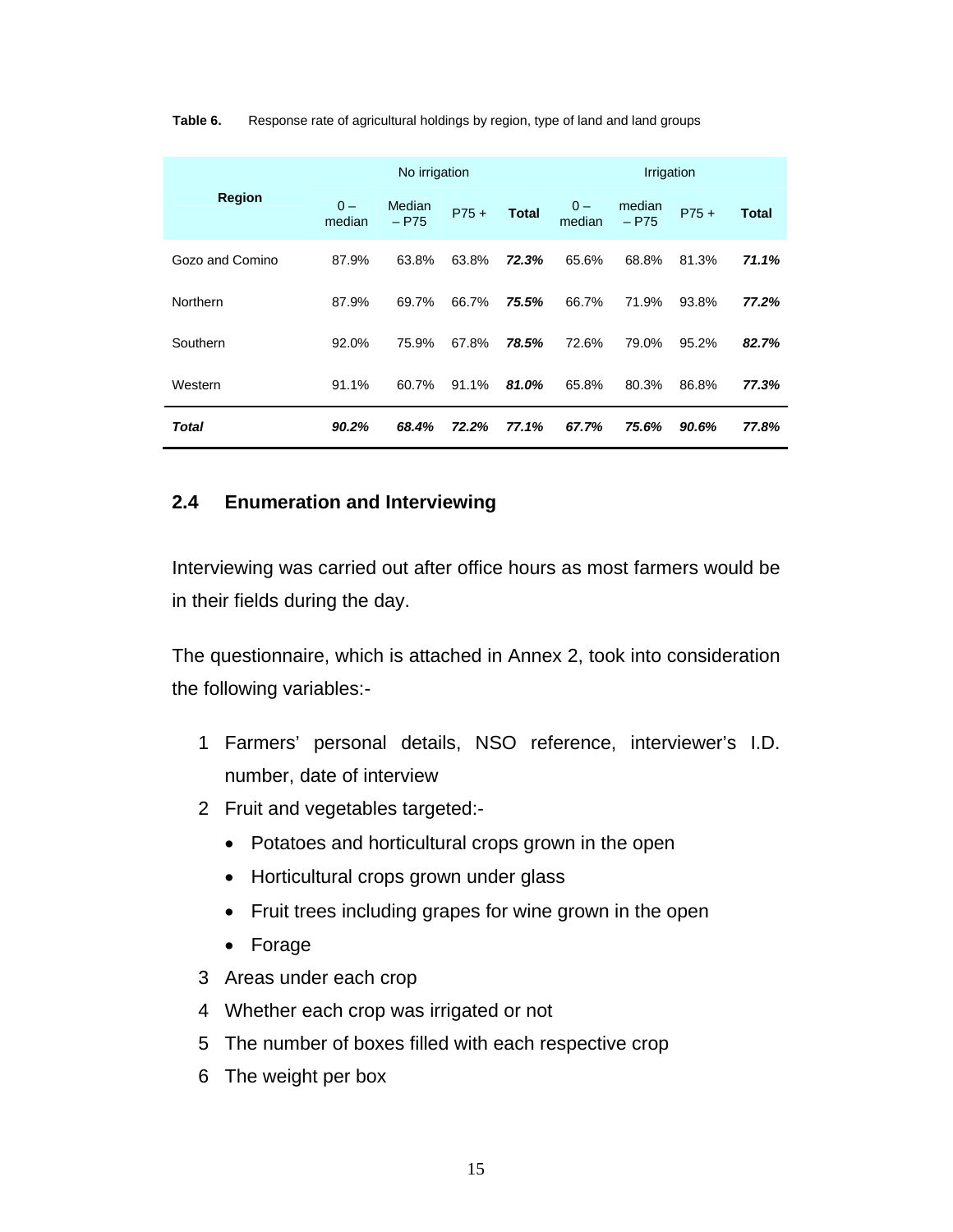**Table 6.** Response rate of agricultural holdings by region, type of land and land groups

| Region | No irrigation | | | | Irrigation | | | |
|---|---|---|---|---|---|---|---|---|
| | 0 – median | Median – P75 | P75 + | **Total** | 0 – median | median – P75 | P75 + | **Total** |
| Gozo and Comino | 87.9% | 63.8% | 63.8% | ***72.3%*** | 65.6% | 68.8% | 81.3% | ***71.1%*** |
| Northern | 87.9% | 69.7% | 66.7% | ***75.5%*** | 66.7% | 71.9% | 93.8% | ***77.2%*** |
| Southern | 92.0% | 75.9% | 67.8% | ***78.5%*** | 72.6% | 79.0% | 95.2% | ***82.7%*** |
| Western | 91.1% | 60.7% | 91.1% | ***81.0%*** | 65.8% | 80.3% | 86.8% | ***77.3%*** |
| ***Total*** | ***90.2%*** | ***68.4%*** | ***72.2%*** | ***77.1%*** | ***67.7%*** | ***75.6%*** | ***90.6%*** | ***77.8%*** |

## 2.4 Enumeration and Interviewing

Interviewing was carried out after office hours as most farmers would be in their fields during the day.

The questionnaire, which is attached in Annex 2, took into consideration the following variables:-

1. Farmers' personal details, NSO reference, interviewer's I.D. number, date of interview
2. Fruit and vegetables targeted:-
   - Potatoes and horticultural crops grown in the open
   - Horticultural crops grown under glass
   - Fruit trees including grapes for wine grown in the open
   - Forage
3. Areas under each crop
4. Whether each crop was irrigated or not
5. The number of boxes filled with each respective crop
6. The weight per box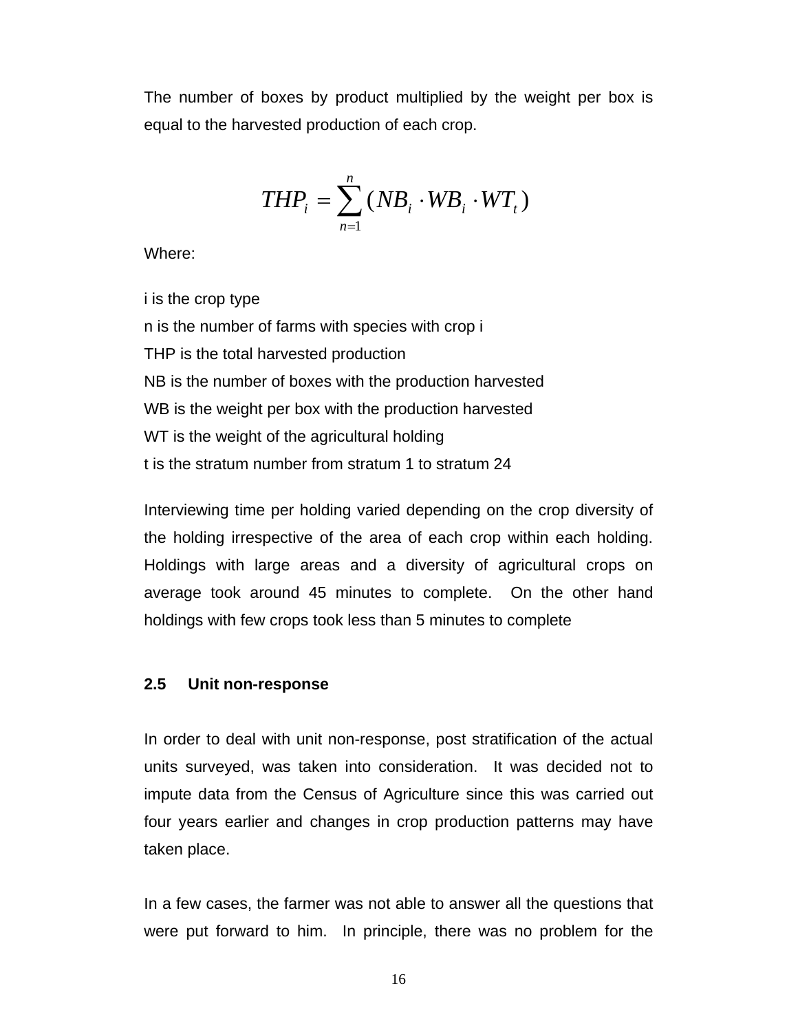The number of boxes by product multiplied by the weight per box is equal to the harvested production of each crop.

$$THP_i = \sum_{n=1}^{n} (NB_i \cdot WB_i \cdot WT_t)$$

Where:

i is the crop type
n is the number of farms with species with crop i
THP is the total harvested production
NB is the number of boxes with the production harvested
WB is the weight per box with the production harvested
WT is the weight of the agricultural holding
t is the stratum number from stratum 1 to stratum 24

Interviewing time per holding varied depending on the crop diversity of the holding irrespective of the area of each crop within each holding. Holdings with large areas and a diversity of agricultural crops on average took around 45 minutes to complete. On the other hand holdings with few crops took less than 5 minutes to complete

### 2.5 Unit non-response

In order to deal with unit non-response, post stratification of the actual units surveyed, was taken into consideration. It was decided not to impute data from the Census of Agriculture since this was carried out four years earlier and changes in crop production patterns may have taken place.

In a few cases, the farmer was not able to answer all the questions that were put forward to him. In principle, there was no problem for the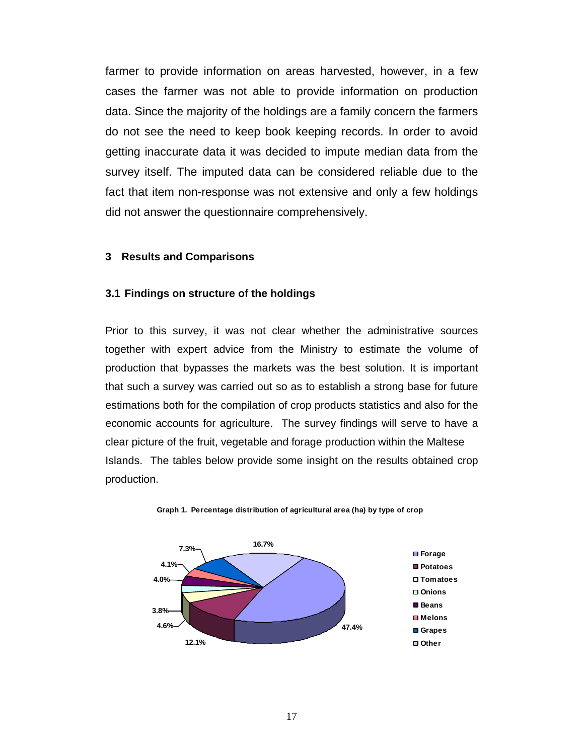farmer to provide information on areas harvested, however, in a few cases the farmer was not able to provide information on production data. Since the majority of the holdings are a family concern the farmers do not see the need to keep book keeping records. In order to avoid getting inaccurate data it was decided to impute median data from the survey itself. The imputed data can be considered reliable due to the fact that item non-response was not extensive and only a few holdings did not answer the questionnaire comprehensively.

## 3 Results and Comparisons

### 3.1 Findings on structure of the holdings

Prior to this survey, it was not clear whether the administrative sources together with expert advice from the Ministry to estimate the volume of production that bypasses the markets was the best solution. It is important that such a survey was carried out so as to establish a strong base for future estimations both for the compilation of crop products statistics and also for the economic accounts for agriculture. The survey findings will serve to have a clear picture of the fruit, vegetable and forage production within the Maltese Islands. The tables below provide some insight on the results obtained crop production.

**Graph 1. Percentage distribution of agricultural area (ha) by type of crop**

| Crop | Share |
|---|---|
| Forage | 47.4% |
| Potatoes | 12.1% |
| Tomatoes | 4.6% |
| Onions | 3.8% |
| Beans | 4.0% |
| Melons | 4.1% |
| Grapes | 7.3% |
| Other | 16.7% |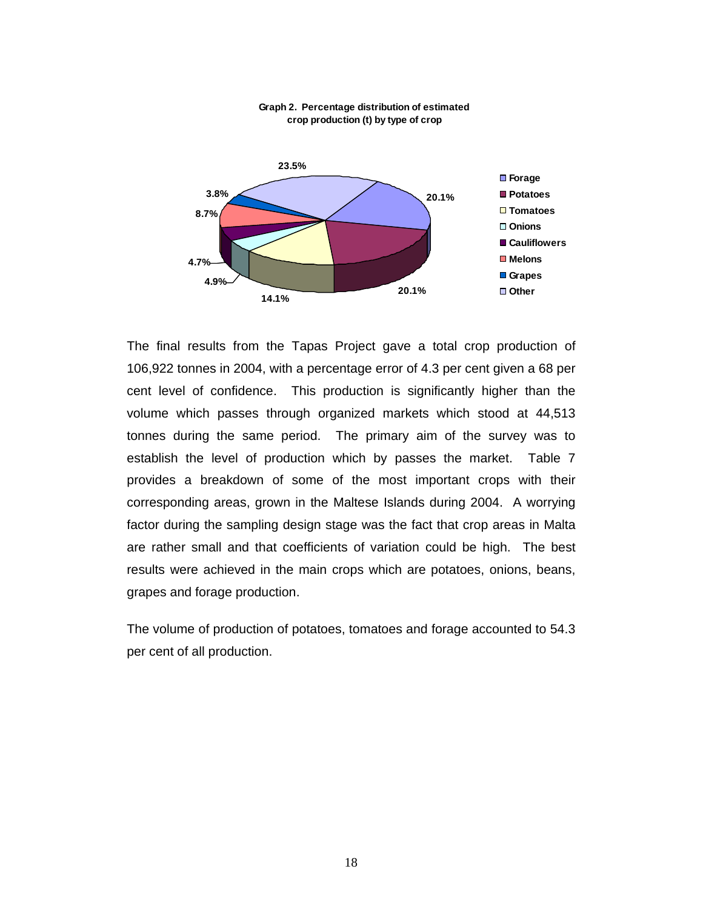**Graph 2. Percentage distribution of estimated crop production (t) by type of crop**

| Crop | Percentage |
|---|---|
| Forage | 20.1% |
| Potatoes | 20.1% |
| Tomatoes | 14.1% |
| Onions | 4.9% |
| Cauliflowers | 4.7% |
| Melons | 8.7% |
| Grapes | 3.8% |
| Other | 23.5% |

The final results from the Tapas Project gave a total crop production of 106,922 tonnes in 2004, with a percentage error of 4.3 per cent given a 68 per cent level of confidence. This production is significantly higher than the volume which passes through organized markets which stood at 44,513 tonnes during the same period. The primary aim of the survey was to establish the level of production which by passes the market. Table 7 provides a breakdown of some of the most important crops with their corresponding areas, grown in the Maltese Islands during 2004. A worrying factor during the sampling design stage was the fact that crop areas in Malta are rather small and that coefficients of variation could be high. The best results were achieved in the main crops which are potatoes, onions, beans, grapes and forage production.

The volume of production of potatoes, tomatoes and forage accounted to 54.3 per cent of all production.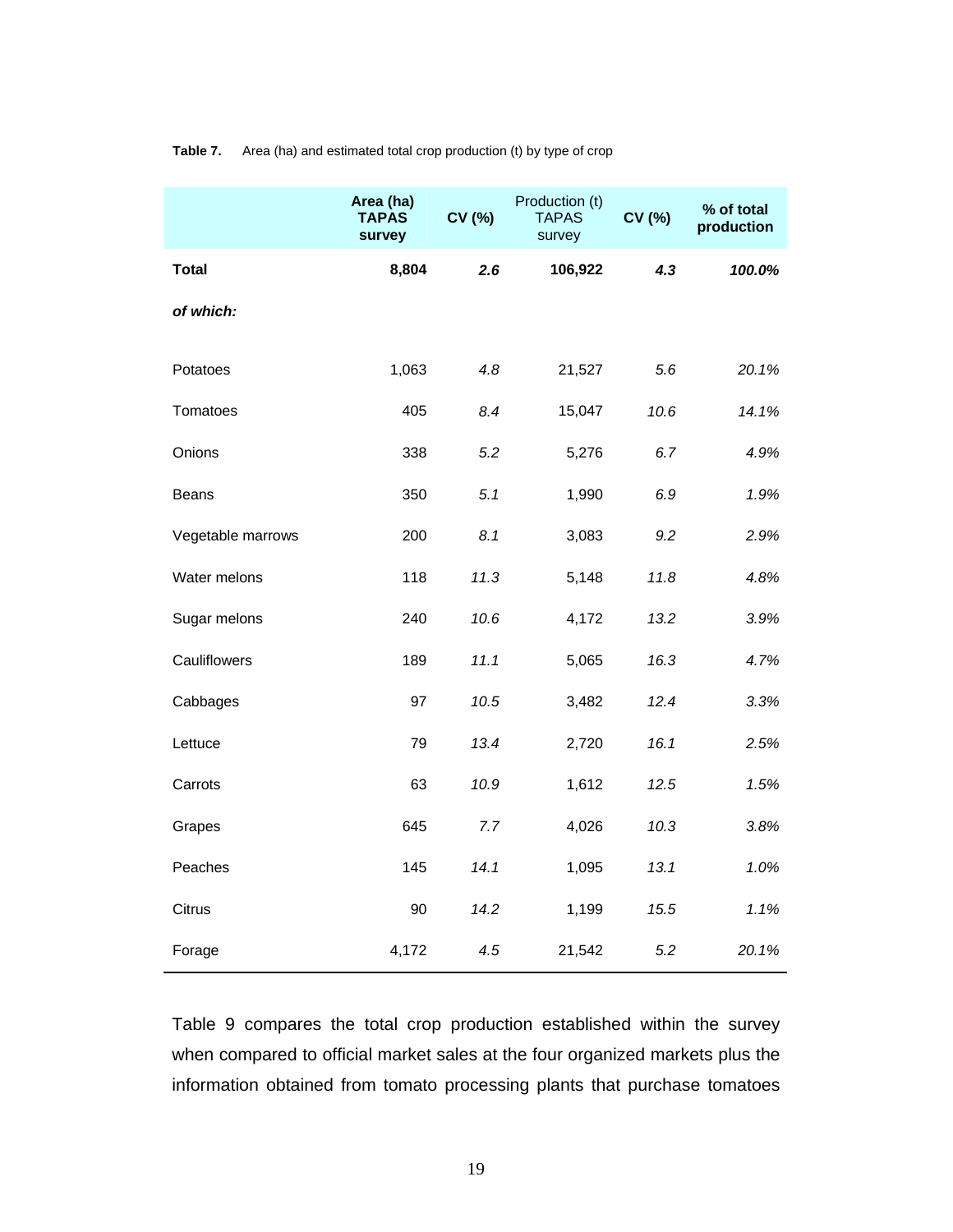**Table 7.** Area (ha) and estimated total crop production (t) by type of crop

| | **Area (ha) TAPAS survey** | **CV (%)** | Production (t) TAPAS survey | **CV (%)** | **% of total production** |
|---|---|---|---|---|---|
| **Total** | **8,804** | ***2.6*** | **106,922** | ***4.3*** | ***100.0%*** |
| ***of which:*** | | | | | |
| Potatoes | 1,063 | *4.8* | 21,527 | *5.6* | *20.1%* |
| Tomatoes | 405 | *8.4* | 15,047 | *10.6* | *14.1%* |
| Onions | 338 | *5.2* | 5,276 | *6.7* | *4.9%* |
| Beans | 350 | *5.1* | 1,990 | *6.9* | *1.9%* |
| Vegetable marrows | 200 | *8.1* | 3,083 | *9.2* | *2.9%* |
| Water melons | 118 | *11.3* | 5,148 | *11.8* | *4.8%* |
| Sugar melons | 240 | *10.6* | 4,172 | *13.2* | *3.9%* |
| Cauliflowers | 189 | *11.1* | 5,065 | *16.3* | *4.7%* |
| Cabbages | 97 | *10.5* | 3,482 | *12.4* | *3.3%* |
| Lettuce | 79 | *13.4* | 2,720 | *16.1* | *2.5%* |
| Carrots | 63 | *10.9* | 1,612 | *12.5* | *1.5%* |
| Grapes | 645 | *7.7* | 4,026 | *10.3* | *3.8%* |
| Peaches | 145 | *14.1* | 1,095 | *13.1* | *1.0%* |
| Citrus | 90 | *14.2* | 1,199 | *15.5* | *1.1%* |
| Forage | 4,172 | *4.5* | 21,542 | *5.2* | *20.1%* |

Table 9 compares the total crop production established within the survey when compared to official market sales at the four organized markets plus the information obtained from tomato processing plants that purchase tomatoes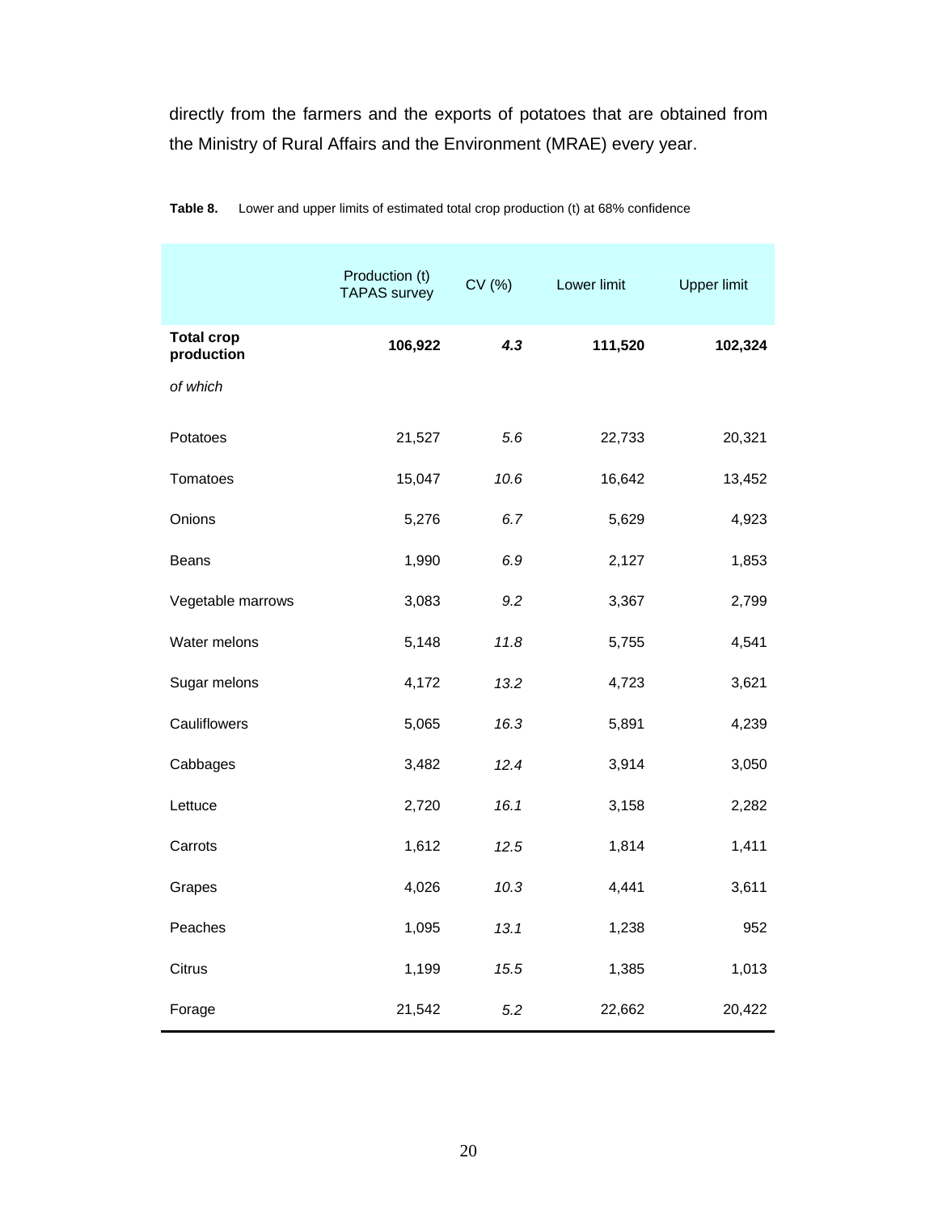directly from the farmers and the exports of potatoes that are obtained from the Ministry of Rural Affairs and the Environment (MRAE) every year.

**Table 8.** Lower and upper limits of estimated total crop production (t) at 68% confidence

| | Production (t) TAPAS survey | CV (%) | Lower limit | Upper limit |
|---|---|---|---|---|
| **Total crop production** | **106,922** | ***4.3*** | **111,520** | **102,324** |
| *of which* | | | | |
| Potatoes | 21,527 | *5.6* | 22,733 | 20,321 |
| Tomatoes | 15,047 | *10.6* | 16,642 | 13,452 |
| Onions | 5,276 | *6.7* | 5,629 | 4,923 |
| Beans | 1,990 | *6.9* | 2,127 | 1,853 |
| Vegetable marrows | 3,083 | *9.2* | 3,367 | 2,799 |
| Water melons | 5,148 | *11.8* | 5,755 | 4,541 |
| Sugar melons | 4,172 | *13.2* | 4,723 | 3,621 |
| Cauliflowers | 5,065 | *16.3* | 5,891 | 4,239 |
| Cabbages | 3,482 | *12.4* | 3,914 | 3,050 |
| Lettuce | 2,720 | *16.1* | 3,158 | 2,282 |
| Carrots | 1,612 | *12.5* | 1,814 | 1,411 |
| Grapes | 4,026 | *10.3* | 4,441 | 3,611 |
| Peaches | 1,095 | *13.1* | 1,238 | 952 |
| Citrus | 1,199 | *15.5* | 1,385 | 1,013 |
| Forage | 21,542 | *5.2* | 22,662 | 20,422 |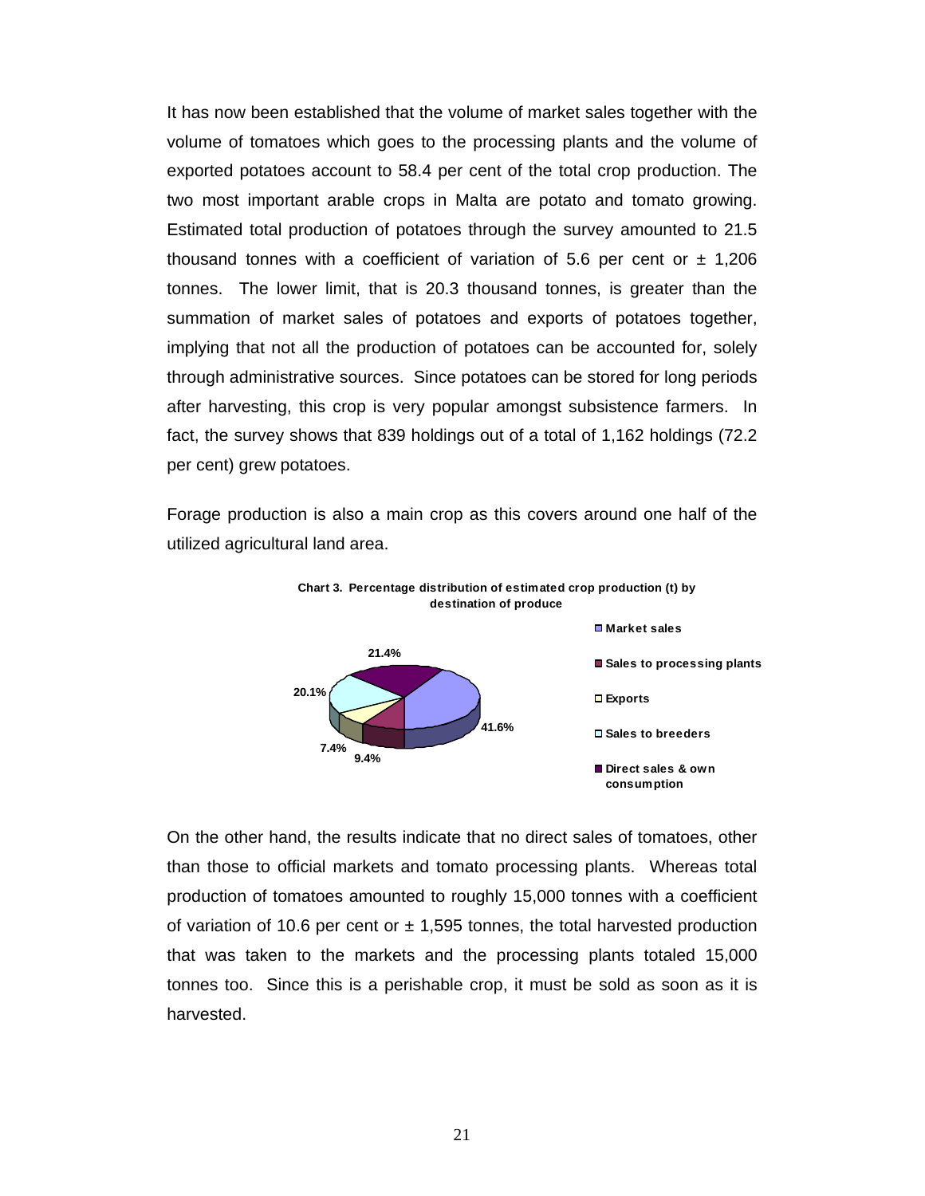It has now been established that the volume of market sales together with the volume of tomatoes which goes to the processing plants and the volume of exported potatoes account to 58.4 per cent of the total crop production. The two most important arable crops in Malta are potato and tomato growing. Estimated total production of potatoes through the survey amounted to 21.5 thousand tonnes with a coefficient of variation of 5.6 per cent or ± 1,206 tonnes. The lower limit, that is 20.3 thousand tonnes, is greater than the summation of market sales of potatoes and exports of potatoes together, implying that not all the production of potatoes can be accounted for, solely through administrative sources. Since potatoes can be stored for long periods after harvesting, this crop is very popular amongst subsistence farmers. In fact, the survey shows that 839 holdings out of a total of 1,162 holdings (72.2 per cent) grew potatoes.

Forage production is also a main crop as this covers around one half of the utilized agricultural land area.

**Chart 3. Percentage distribution of estimated crop production (t) by destination of produce**

| Destination | Percentage |
|---|---|
| Market sales | 41.6% |
| Sales to processing plants | 9.4% |
| Exports | 7.4% |
| Sales to breeders | 20.1% |
| Direct sales & own consumption | 21.4% |

On the other hand, the results indicate that no direct sales of tomatoes, other than those to official markets and tomato processing plants. Whereas total production of tomatoes amounted to roughly 15,000 tonnes with a coefficient of variation of 10.6 per cent or ± 1,595 tonnes, the total harvested production that was taken to the markets and the processing plants totaled 15,000 tonnes too. Since this is a perishable crop, it must be sold as soon as it is harvested.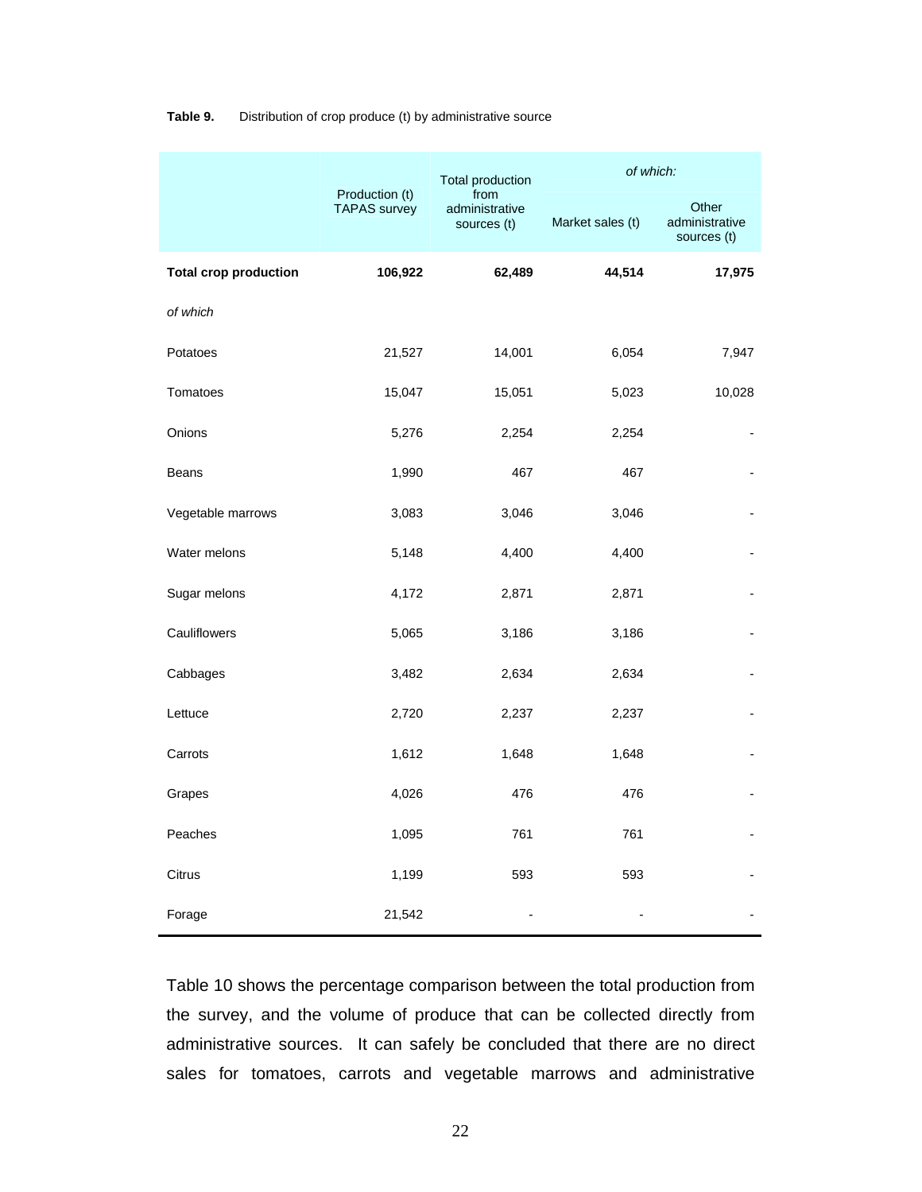**Table 9.** Distribution of crop produce (t) by administrative source

| | Production (t) TAPAS survey | Total production from administrative sources (t) | *of which:* | |
|---|---|---|---|---|
| | | | Market sales (t) | Other administrative sources (t) |
| **Total crop production** | **106,922** | **62,489** | **44,514** | **17,975** |
| *of which* | | | | |
| Potatoes | 21,527 | 14,001 | 6,054 | 7,947 |
| Tomatoes | 15,047 | 15,051 | 5,023 | 10,028 |
| Onions | 5,276 | 2,254 | 2,254 | - |
| Beans | 1,990 | 467 | 467 | - |
| Vegetable marrows | 3,083 | 3,046 | 3,046 | - |
| Water melons | 5,148 | 4,400 | 4,400 | - |
| Sugar melons | 4,172 | 2,871 | 2,871 | - |
| Cauliflowers | 5,065 | 3,186 | 3,186 | - |
| Cabbages | 3,482 | 2,634 | 2,634 | - |
| Lettuce | 2,720 | 2,237 | 2,237 | - |
| Carrots | 1,612 | 1,648 | 1,648 | - |
| Grapes | 4,026 | 476 | 476 | - |
| Peaches | 1,095 | 761 | 761 | - |
| Citrus | 1,199 | 593 | 593 | - |
| Forage | 21,542 | - | - | - |

Table 10 shows the percentage comparison between the total production from the survey, and the volume of produce that can be collected directly from administrative sources. It can safely be concluded that there are no direct sales for tomatoes, carrots and vegetable marrows and administrative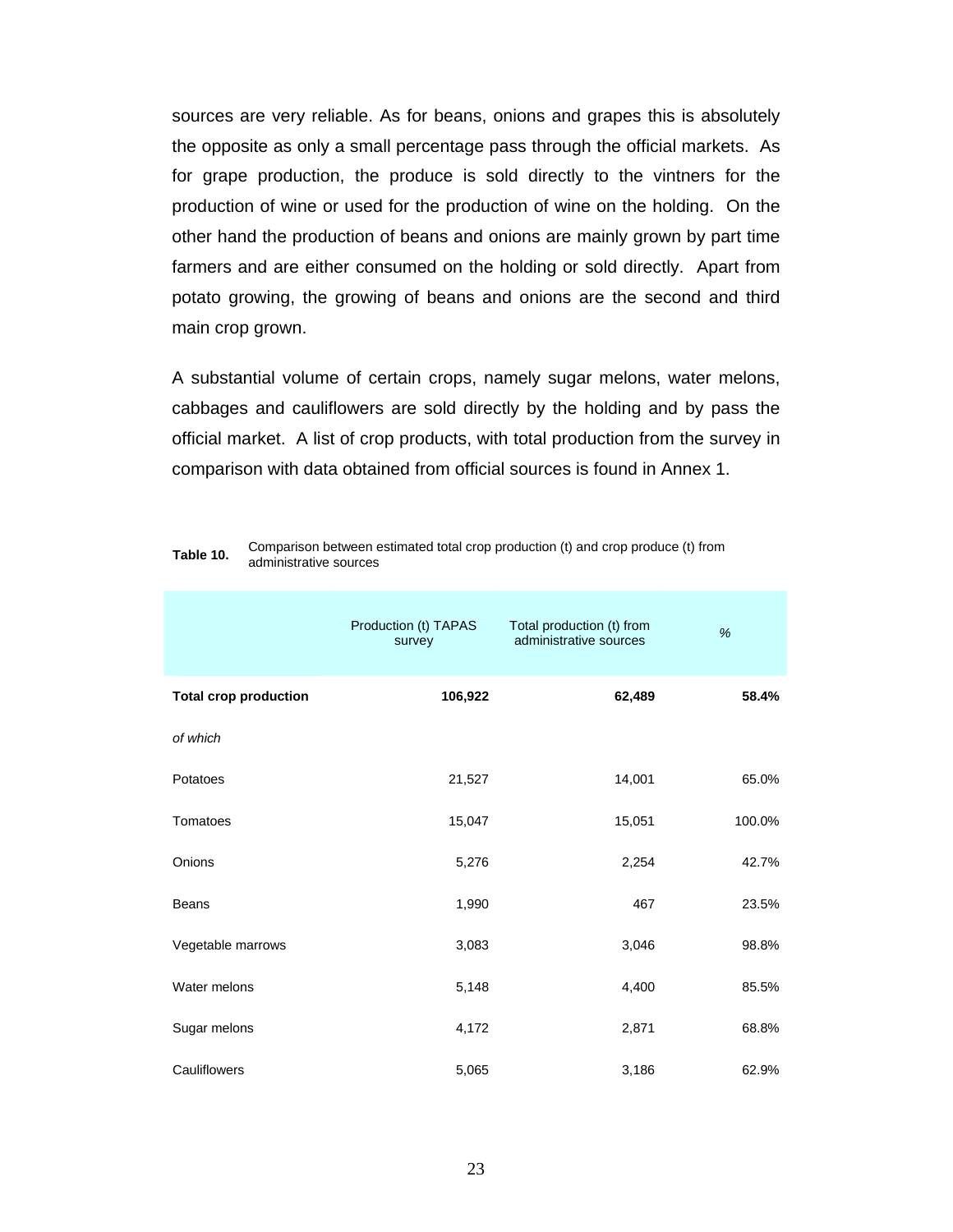sources are very reliable. As for beans, onions and grapes this is absolutely the opposite as only a small percentage pass through the official markets. As for grape production, the produce is sold directly to the vintners for the production of wine or used for the production of wine on the holding. On the other hand the production of beans and onions are mainly grown by part time farmers and are either consumed on the holding or sold directly. Apart from potato growing, the growing of beans and onions are the second and third main crop grown.

A substantial volume of certain crops, namely sugar melons, water melons, cabbages and cauliflowers are sold directly by the holding and by pass the official market. A list of crop products, with total production from the survey in comparison with data obtained from official sources is found in Annex 1.

**Table 10.** Comparison between estimated total crop production (t) and crop produce (t) from administrative sources

| | Production (t) TAPAS survey | Total production (t) from administrative sources | % |
|---|---|---|---|
| **Total crop production** | **106,922** | **62,489** | **58.4%** |
| *of which* | | | |
| Potatoes | 21,527 | 14,001 | 65.0% |
| Tomatoes | 15,047 | 15,051 | 100.0% |
| Onions | 5,276 | 2,254 | 42.7% |
| Beans | 1,990 | 467 | 23.5% |
| Vegetable marrows | 3,083 | 3,046 | 98.8% |
| Water melons | 5,148 | 4,400 | 85.5% |
| Sugar melons | 4,172 | 2,871 | 68.8% |
| Cauliflowers | 5,065 | 3,186 | 62.9% |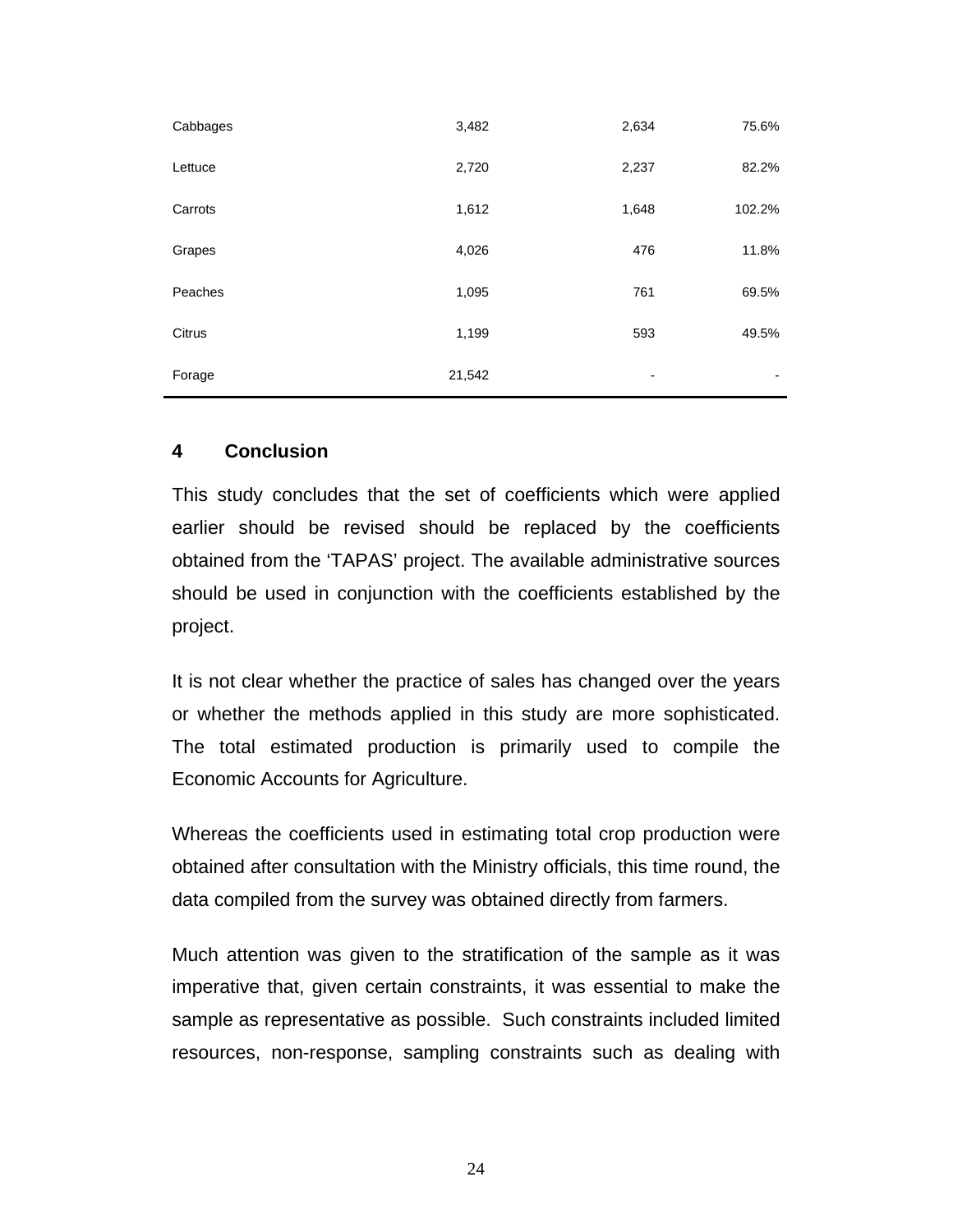| | | | |
|---|---|---|---|
| Cabbages | 3,482 | 2,634 | 75.6% |
| Lettuce | 2,720 | 2,237 | 82.2% |
| Carrots | 1,612 | 1,648 | 102.2% |
| Grapes | 4,026 | 476 | 11.8% |
| Peaches | 1,095 | 761 | 69.5% |
| Citrus | 1,199 | 593 | 49.5% |
| Forage | 21,542 | - | - |

## 4 Conclusion

This study concludes that the set of coefficients which were applied earlier should be revised should be replaced by the coefficients obtained from the 'TAPAS' project. The available administrative sources should be used in conjunction with the coefficients established by the project.

It is not clear whether the practice of sales has changed over the years or whether the methods applied in this study are more sophisticated. The total estimated production is primarily used to compile the Economic Accounts for Agriculture.

Whereas the coefficients used in estimating total crop production were obtained after consultation with the Ministry officials, this time round, the data compiled from the survey was obtained directly from farmers.

Much attention was given to the stratification of the sample as it was imperative that, given certain constraints, it was essential to make the sample as representative as possible. Such constraints included limited resources, non-response, sampling constraints such as dealing with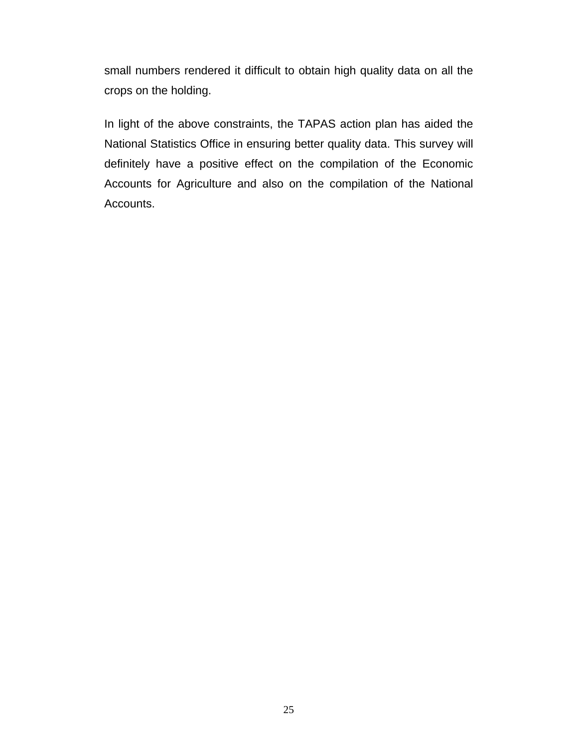small numbers rendered it difficult to obtain high quality data on all the crops on the holding.

In light of the above constraints, the TAPAS action plan has aided the National Statistics Office in ensuring better quality data. This survey will definitely have a positive effect on the compilation of the Economic Accounts for Agriculture and also on the compilation of the National Accounts.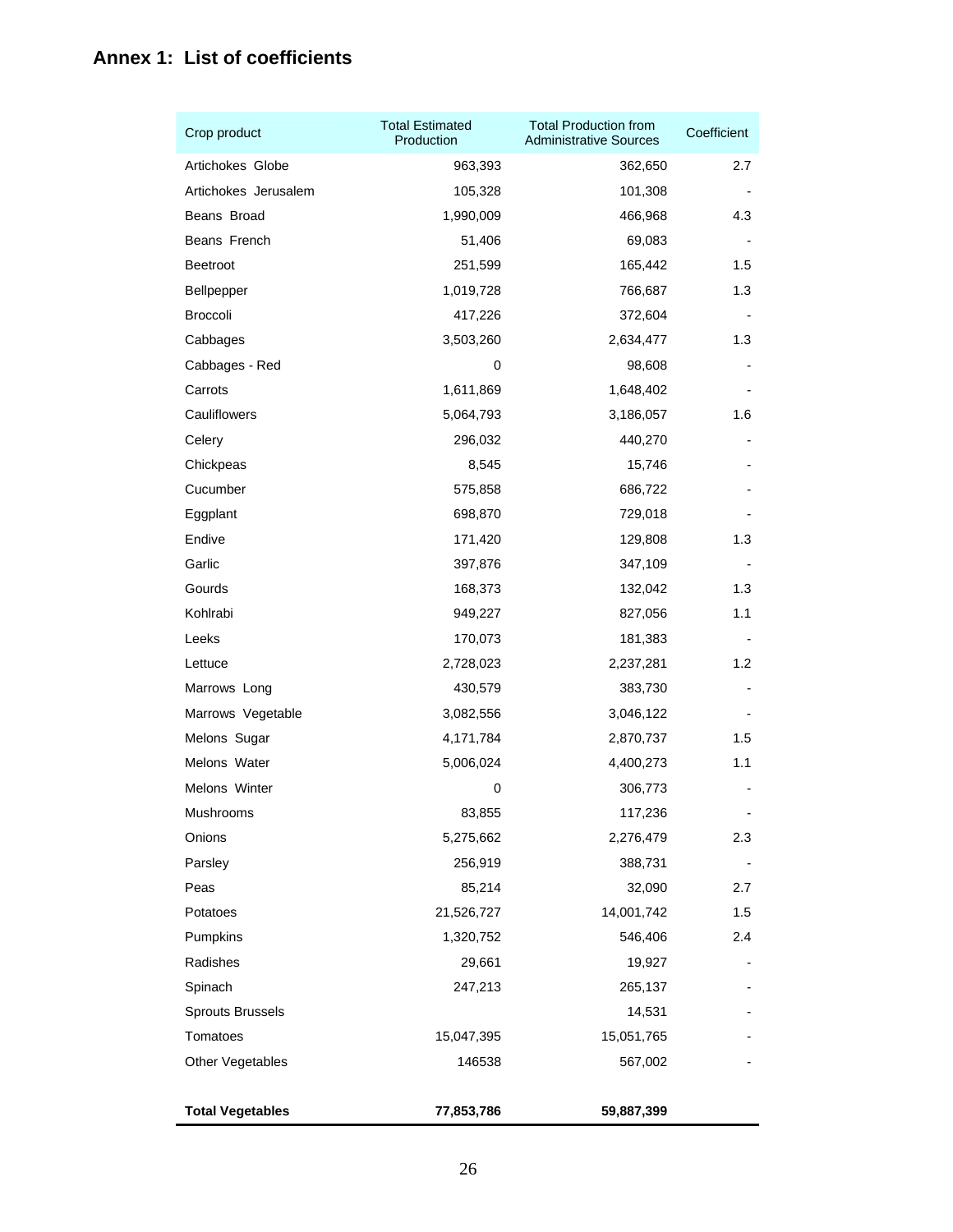## Annex 1:  List of coefficients

| Crop product | Total Estimated Production | Total Production from Administrative Sources | Coefficient |
|---|---|---|---|
| Artichokes  Globe | 963,393 | 362,650 | 2.7 |
| Artichokes  Jerusalem | 105,328 | 101,308 | - |
| Beans  Broad | 1,990,009 | 466,968 | 4.3 |
| Beans  French | 51,406 | 69,083 | - |
| Beetroot | 251,599 | 165,442 | 1.5 |
| Bellpepper | 1,019,728 | 766,687 | 1.3 |
| Broccoli | 417,226 | 372,604 | - |
| Cabbages | 3,503,260 | 2,634,477 | 1.3 |
| Cabbages - Red | 0 | 98,608 | - |
| Carrots | 1,611,869 | 1,648,402 | - |
| Cauliflowers | 5,064,793 | 3,186,057 | 1.6 |
| Celery | 296,032 | 440,270 | - |
| Chickpeas | 8,545 | 15,746 | - |
| Cucumber | 575,858 | 686,722 | - |
| Eggplant | 698,870 | 729,018 | - |
| Endive | 171,420 | 129,808 | 1.3 |
| Garlic | 397,876 | 347,109 | - |
| Gourds | 168,373 | 132,042 | 1.3 |
| Kohlrabi | 949,227 | 827,056 | 1.1 |
| Leeks | 170,073 | 181,383 | - |
| Lettuce | 2,728,023 | 2,237,281 | 1.2 |
| Marrows  Long | 430,579 | 383,730 | - |
| Marrows  Vegetable | 3,082,556 | 3,046,122 | - |
| Melons  Sugar | 4,171,784 | 2,870,737 | 1.5 |
| Melons  Water | 5,006,024 | 4,400,273 | 1.1 |
| Melons  Winter | 0 | 306,773 | - |
| Mushrooms | 83,855 | 117,236 | - |
| Onions | 5,275,662 | 2,276,479 | 2.3 |
| Parsley | 256,919 | 388,731 | - |
| Peas | 85,214 | 32,090 | 2.7 |
| Potatoes | 21,526,727 | 14,001,742 | 1.5 |
| Pumpkins | 1,320,752 | 546,406 | 2.4 |
| Radishes | 29,661 | 19,927 | - |
| Spinach | 247,213 | 265,137 | - |
| Sprouts Brussels | | 14,531 | - |
| Tomatoes | 15,047,395 | 15,051,765 | - |
| Other Vegetables | 146538 | 567,002 | - |
| **Total Vegetables** | **77,853,786** | **59,887,399** | |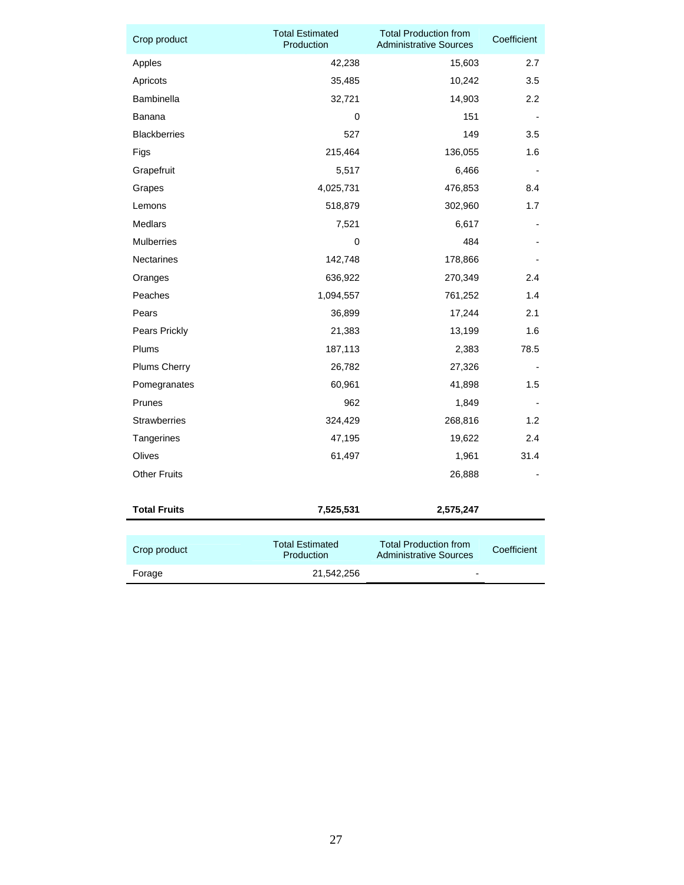| Crop product | Total Estimated Production | Total Production from Administrative Sources | Coefficient |
|---|---|---|---|
| Apples | 42,238 | 15,603 | 2.7 |
| Apricots | 35,485 | 10,242 | 3.5 |
| Bambinella | 32,721 | 14,903 | 2.2 |
| Banana | 0 | 151 | - |
| Blackberries | 527 | 149 | 3.5 |
| Figs | 215,464 | 136,055 | 1.6 |
| Grapefruit | 5,517 | 6,466 | - |
| Grapes | 4,025,731 | 476,853 | 8.4 |
| Lemons | 518,879 | 302,960 | 1.7 |
| Medlars | 7,521 | 6,617 | - |
| Mulberries | 0 | 484 | - |
| Nectarines | 142,748 | 178,866 | - |
| Oranges | 636,922 | 270,349 | 2.4 |
| Peaches | 1,094,557 | 761,252 | 1.4 |
| Pears | 36,899 | 17,244 | 2.1 |
| Pears Prickly | 21,383 | 13,199 | 1.6 |
| Plums | 187,113 | 2,383 | 78.5 |
| Plums Cherry | 26,782 | 27,326 | - |
| Pomegranates | 60,961 | 41,898 | 1.5 |
| Prunes | 962 | 1,849 | - |
| Strawberries | 324,429 | 268,816 | 1.2 |
| Tangerines | 47,195 | 19,622 | 2.4 |
| Olives | 61,497 | 1,961 | 31.4 |
| Other Fruits | | 26,888 | - |
| **Total Fruits** | **7,525,531** | **2,575,247** | |

| Crop product | Total Estimated Production | Total Production from Administrative Sources | Coefficient |
|---|---|---|---|
| Forage | 21,542,256 | - | |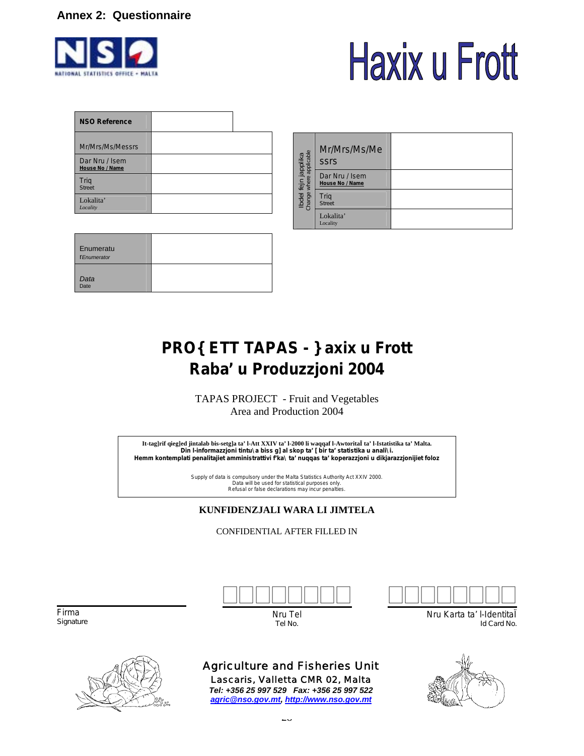## Annex 2: Questionnaire

# Haxix u Frott

| NSO Reference | |
|---|---|
| Mr/Mrs/Ms/Messrs | |
| Dar Nru / Isem<br>House No / Name | |
| Triq<br>Street | |
| Lokalita'<br>*Locality* | |

| Ibdel fejn japplika<br>Change where applicable | | |
|---|---|---|
| | Mr/Mrs/Ms/Messrs | |
| | Dar Nru / Isem<br>House No / Name | |
| | Triq<br>Street | |
| | Lokalita'<br>Locality | |

| Enumeratu<br>*Enumerator* | |
|---|---|
| *Data*<br>Date | |

## PRO{ETT TAPAS - }axix u Frott
## Raba' u Produzzjoni 2004

TAPAS PROJECT - Fruit and Vegetables
Area and Production 2004

**It-tag]rif qieg]ed jintalab bis-setg]a ta' l-Att XXIV ta' l-2000 li waqqaf l-Awtorità ta' l-Istatistika ta' Malta.**
**Din l-informazzjoni tintu\a biss g]al skop ta' [bir ta' statistika u anali\i.**
**Hemm kontemplati penalitajiet amministrattivi f'ka\ ta' nuqqas ta' koperazzjoni u dikjarazzjonijiet foloz**

Supply of data is compulsory under the Malta Statistics Authority Act XXIV 2000.
Data will be used for statistical purposes only.
Refusal or false declarations may incur penalties.

**KUNFIDENZJALI WARA LI JIMTELA**

CONFIDENTIAL AFTER FILLED IN

Firma
Signature

Nru Tel
Tel No.

Nru Karta ta' l-Identità
Id Card No.

Agriculture and Fisheries Unit
Lascaris, Valletta CMR 02, Malta
*Tel: +356 25 997 529 Fax: +356 25 997 522*
*agric@nso.gov.mt, http://www.nso.gov.mt*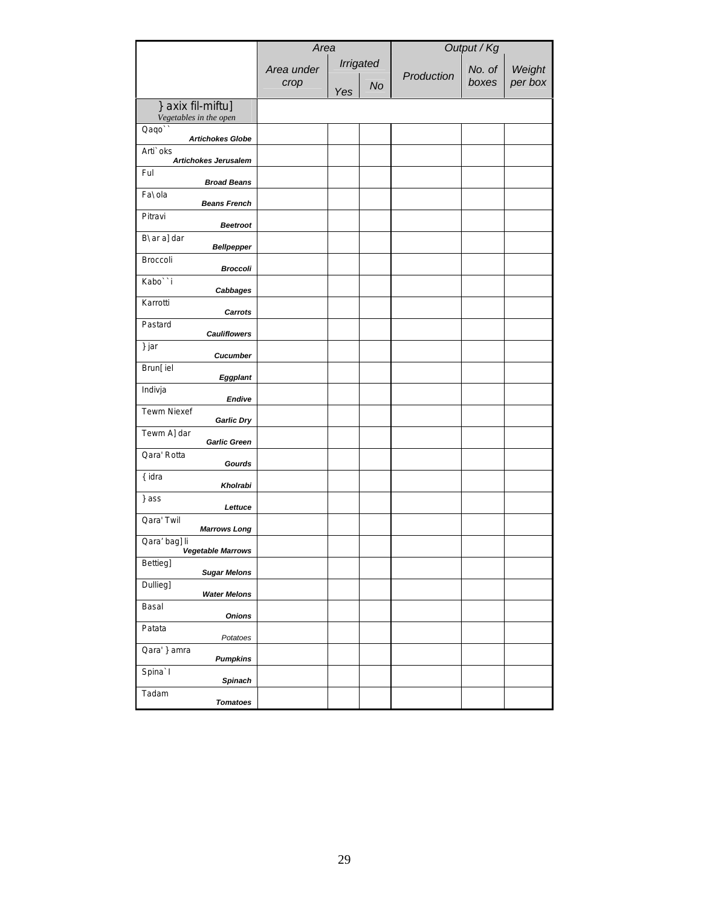| | Area | | | Output / Kg | | |
|---|---|---|---|---|---|---|
| | Area under crop | Irrigated | | Production | No. of boxes | Weight per box |
| | | Yes | No | | | |
| } axix fil-miftu] *Vegetables in the open* | | | | | | |
| Qaqo`` ***Artichokes Globe*** | | | | | | |
| Arti`oks ***Artichokes Jerusalem*** | | | | | | |
| Ful ***Broad Beans*** | | | | | | |
| Fa\ola ***Beans French*** | | | | | | |
| Pitravi ***Beetroot*** | | | | | | |
| B\ar a] dar ***Bellpepper*** | | | | | | |
| Broccoli ***Broccoli*** | | | | | | |
| Kabo``i ***Cabbages*** | | | | | | |
| Karrotti ***Carrots*** | | | | | | |
| Pastard ***Cauliflowers*** | | | | | | |
| } jar ***Cucumber*** | | | | | | |
| Brun[iel ***Eggplant*** | | | | | | |
| Indivja ***Endive*** | | | | | | |
| Tewm Niexef ***Garlic Dry*** | | | | | | |
| Tewm A] dar ***Garlic Green*** | | | | | | |
| Qara' Rotta ***Gourds*** | | | | | | |
| { idra ***Kholrabi*** | | | | | | |
| } ass ***Lettuce*** | | | | | | |
| Qara' Twil ***Marrows Long*** | | | | | | |
| Qara' bag] li ***Vegetable Marrows*** | | | | | | |
| Bettieg] ***Sugar Melons*** | | | | | | |
| Dullieg] ***Water Melons*** | | | | | | |
| Basal ***Onions*** | | | | | | |
| Patata *Potatoes* | | | | | | |
| Qara' } amra ***Pumpkins*** | | | | | | |
| Spina`l ***Spinach*** | | | | | | |
| Tadam ***Tomatoes*** | | | | | | |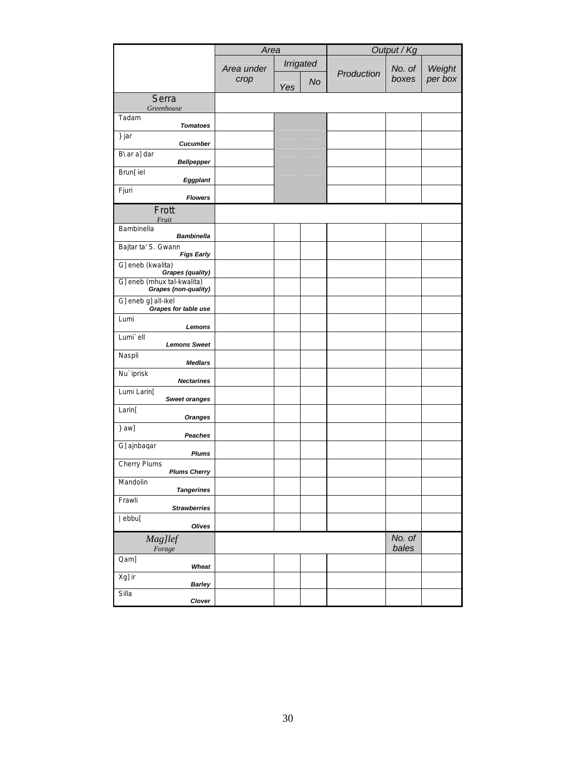| | Area | | | Output / Kg | | |
|---|---|---|---|---|---|---|
| | Area under crop | Irrigated | | Production | No. of boxes | Weight per box |
| | | Yes | No | | | |
| **Serra** *Greenhouse* | | | | | | |
| Tadam ***Tomatoes*** | | | | | | |
| }jar ***Cucumber*** | | | | | | |
| B\ar a]dar ***Bellpepper*** | | | | | | |
| Brun[iel ***Eggplant*** | | | | | | |
| Fjuri ***Flowers*** | | | | | | |
| **Frott** *Fruit* | | | | | | |
| Bambinella ***Bambinella*** | | | | | | |
| Bajtar ta' S. Gwann ***Figs Early*** | | | | | | |
| G]eneb (kwalita) ***Grapes (quality)*** | | | | | | |
| G]eneb (mhux tal-kwalita) ***Grapes (non-quality)*** | | | | | | |
| G]eneb g]all-ikel ***Grapes for table use*** | | | | | | |
| Lumi ***Lemons*** | | | | | | |
| Lumi`ell ***Lemons Sweet*** | | | | | | |
| Naspli ***Medlars*** | | | | | | |
| Nu`iprisk ***Nectarines*** | | | | | | |
| Lumi Larin[ ***Sweet oranges*** | | | | | | |
| Larin[ ***Oranges*** | | | | | | |
| }aw] ***Peaches*** | | | | | | |
| G]ajnbaqar ***Plums*** | | | | | | |
| Cherry Plums ***Plums Cherry*** | | | | | | |
| Mandolin ***Tangerines*** | | | | | | |
| Frawli ***Strawberries*** | | | | | | |
| \|ebbu[ ***Olives*** | | | | | | |
| *Mag]lef* *Forage* | | | | | No. of bales | |
| Qam] ***Wheat*** | | | | | | |
| Xg]ir ***Barley*** | | | | | | |
| Silla ***Clover*** | | | | | | |